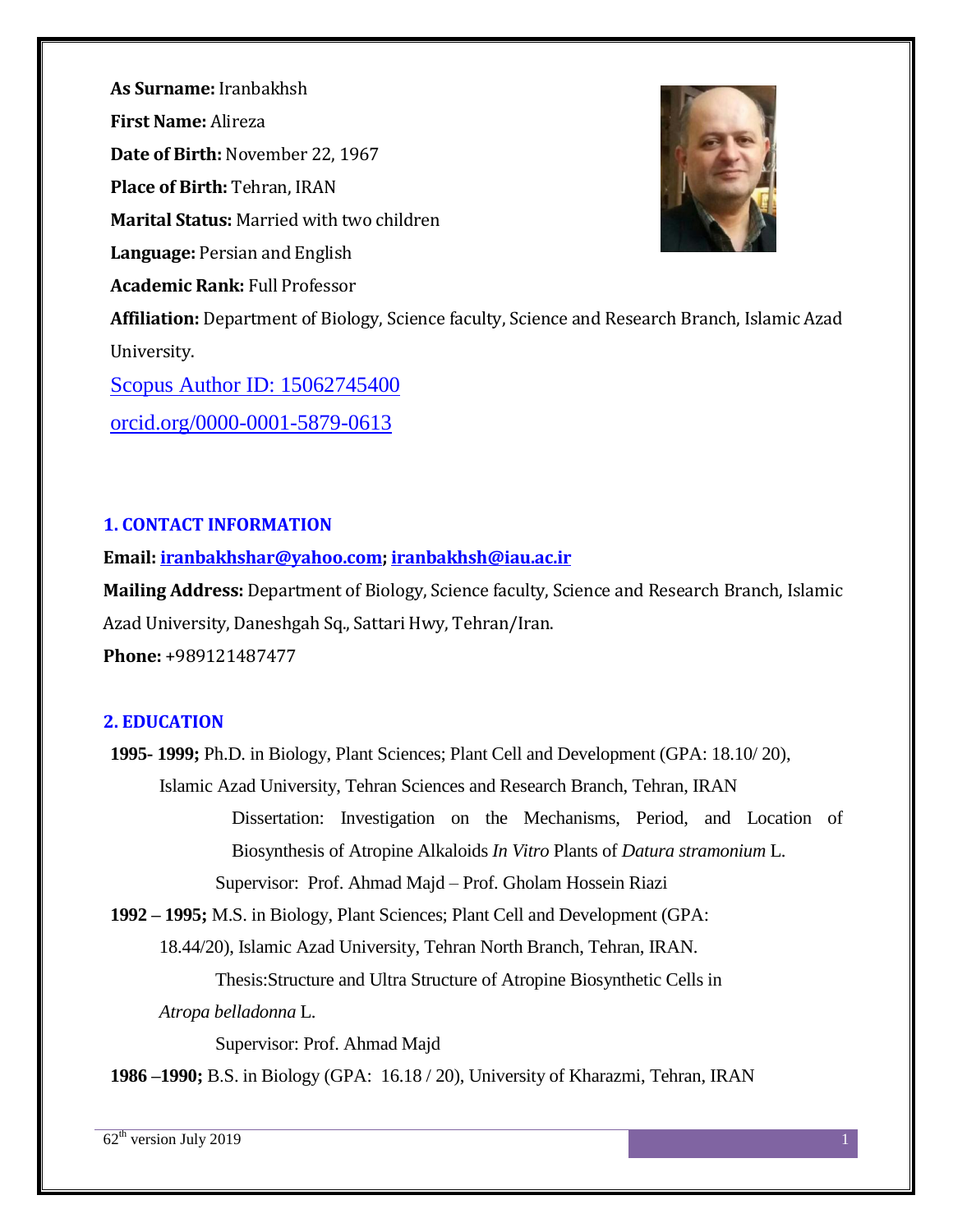**As Surname:** Iranbakhsh

**First Name:** Alireza

**Date of Birth:** November 22, 1967

**Place of Birth:** Tehran, IRAN

**Marital Status:** Married with two children

**Language:** Persian and English

**Academic Rank:** Full Professor

**Affiliation:** Department of Biology, Science faculty, Science and Research Branch, Islamic Azad University.

Scopus Author ID: 15062745400

orcid.org/0000-0001-5879-0613

## 1. CONTACT INFORMATION

**Email:** **iranbakhshar@yahoo.com; iranbakhsh@iau.ac.ir**

**Mailing Address:** Department of Biology, Science faculty, Science and Research Branch, Islamic Azad University, Daneshgah Sq., Sattari Hwy, Tehran/Iran.

**Phone:** +989121487477

## 2. EDUCATION

**1995- 1999;** Ph.D. in Biology, Plant Sciences; Plant Cell and Development (GPA: 18.10/ 20), Islamic Azad University, Tehran Sciences and Research Branch, Tehran, IRAN

Dissertation: Investigation on the Mechanisms, Period, and Location of Biosynthesis of Atropine Alkaloids *In Vitro* Plants of *Datura stramonium* L.

Supervisor: Prof. Ahmad Majd – Prof. Gholam Hossein Riazi

**1992 – 1995;** M.S. in Biology, Plant Sciences; Plant Cell and Development (GPA: 18.44/20), Islamic Azad University, Tehran North Branch, Tehran, IRAN.

Thesis:Structure and Ultra Structure of Atropine Biosynthetic Cells in *Atropa belladonna* L.

Supervisor: Prof. Ahmad Majd

**1986 –1990;** B.S. in Biology (GPA: 16.18 / 20), University of Kharazmi, Tehran, IRAN

62th version July 2019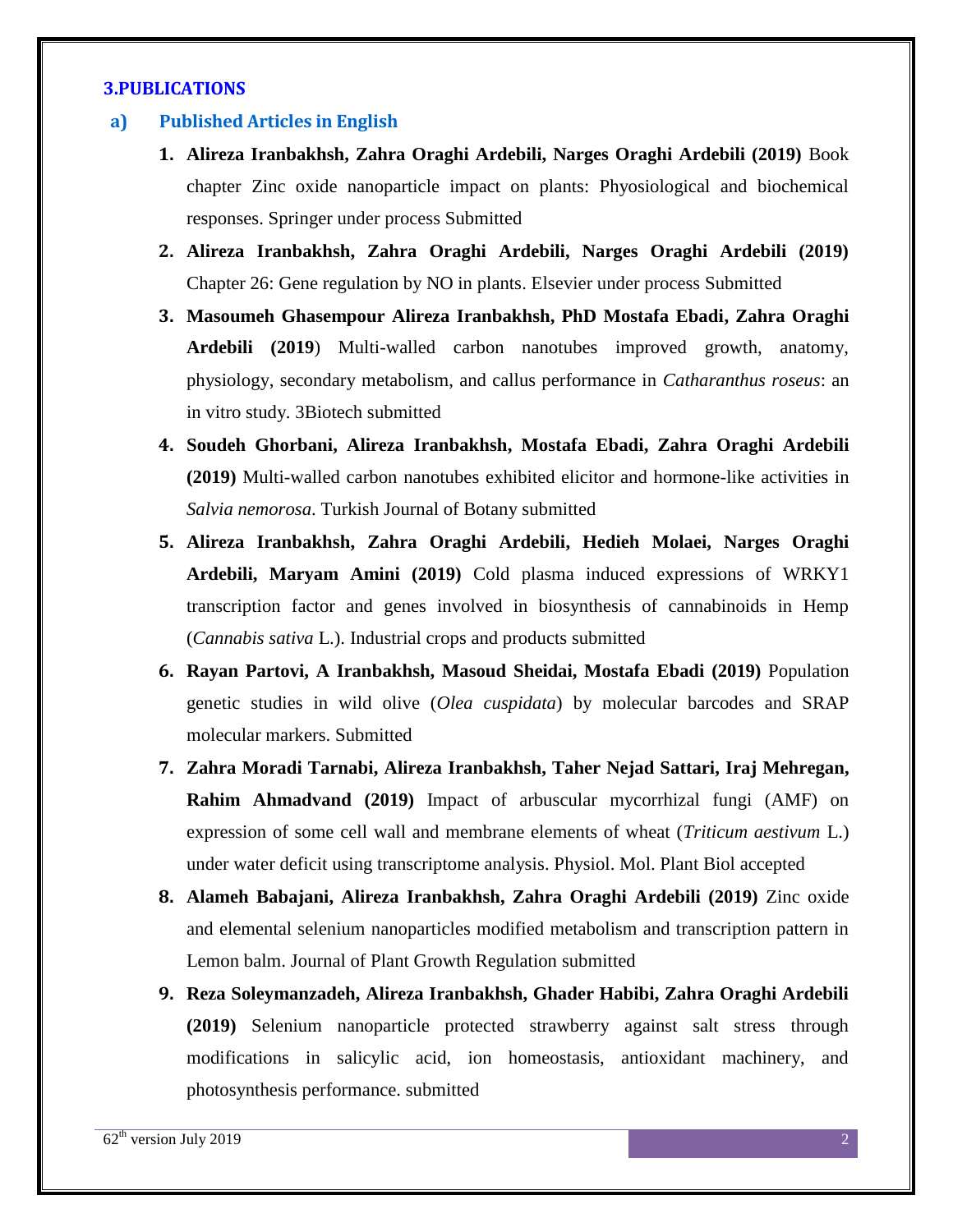### 3.PUBLICATIONS

#### a) Published Articles in English

1. **Alireza Iranbakhsh, Zahra Oraghi Ardebili, Narges Oraghi Ardebili (2019)** Book chapter Zinc oxide nanoparticle impact on plants: Phyosiological and biochemical responses. Springer under process Submitted
2. **Alireza Iranbakhsh, Zahra Oraghi Ardebili, Narges Oraghi Ardebili (2019)** Chapter 26: Gene regulation by NO in plants. Elsevier under process Submitted
3. **Masoumeh Ghasempour Alireza Iranbakhsh, PhD Mostafa Ebadi, Zahra Oraghi Ardebili (2019**) Multi-walled carbon nanotubes improved growth, anatomy, physiology, secondary metabolism, and callus performance in *Catharanthus roseus*: an in vitro study. 3Biotech submitted
4. **Soudeh Ghorbani, Alireza Iranbakhsh, Mostafa Ebadi, Zahra Oraghi Ardebili (2019)** Multi-walled carbon nanotubes exhibited elicitor and hormone-like activities in *Salvia nemorosa*. Turkish Journal of Botany submitted
5. **Alireza Iranbakhsh, Zahra Oraghi Ardebili, Hedieh Molaei, Narges Oraghi Ardebili, Maryam Amini (2019)** Cold plasma induced expressions of WRKY1 transcription factor and genes involved in biosynthesis of cannabinoids in Hemp (*Cannabis sativa* L.). Industrial crops and products submitted
6. **Rayan Partovi, A Iranbakhsh, Masoud Sheidai, Mostafa Ebadi (2019)** Population genetic studies in wild olive (*Olea cuspidata*) by molecular barcodes and SRAP molecular markers. Submitted
7. **Zahra Moradi Tarnabi, Alireza Iranbakhsh, Taher Nejad Sattari, Iraj Mehregan, Rahim Ahmadvand (2019)** Impact of arbuscular mycorrhizal fungi (AMF) on expression of some cell wall and membrane elements of wheat (*Triticum aestivum* L.) under water deficit using transcriptome analysis. Physiol. Mol. Plant Biol accepted
8. **Alameh Babajani, Alireza Iranbakhsh, Zahra Oraghi Ardebili (2019)** Zinc oxide and elemental selenium nanoparticles modified metabolism and transcription pattern in Lemon balm. Journal of Plant Growth Regulation submitted
9. **Reza Soleymanzadeh, Alireza Iranbakhsh, Ghader Habibi, Zahra Oraghi Ardebili (2019)** Selenium nanoparticle protected strawberry against salt stress through modifications in salicylic acid, ion homeostasis, antioxidant machinery, and photosynthesis performance. submitted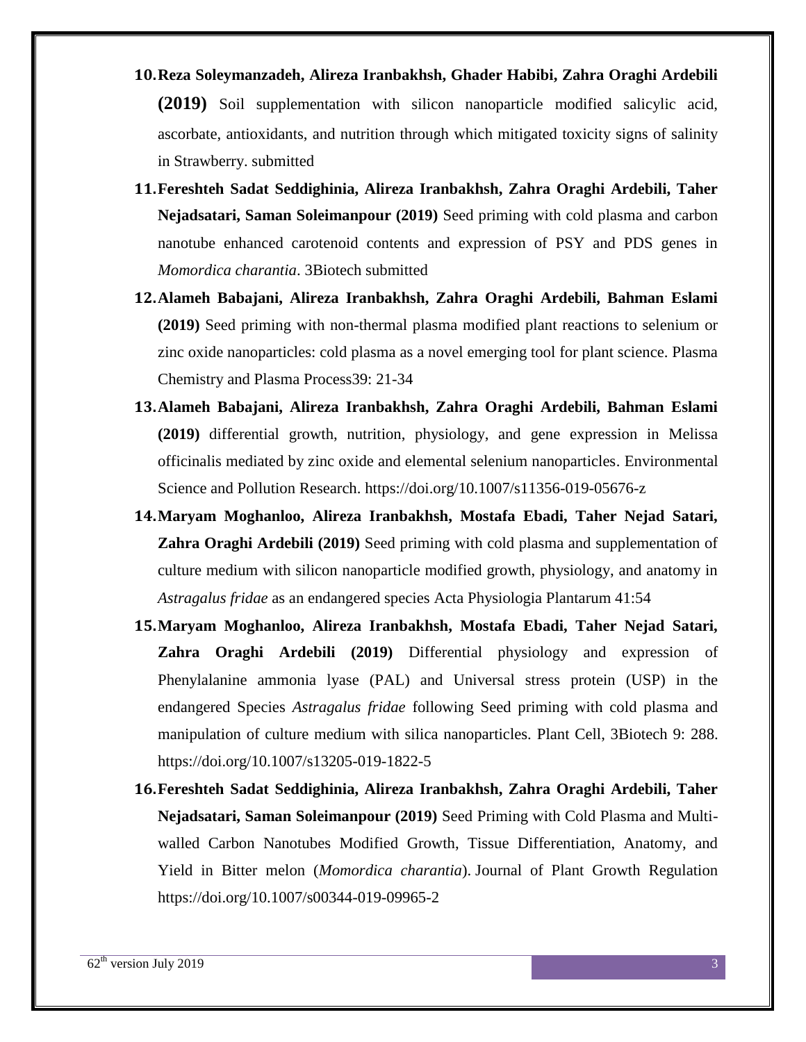10. **Reza Soleymanzadeh, Alireza Iranbakhsh, Ghader Habibi, Zahra Oraghi Ardebili (2019)** Soil supplementation with silicon nanoparticle modified salicylic acid, ascorbate, antioxidants, and nutrition through which mitigated toxicity signs of salinity in Strawberry. submitted
11. **Fereshteh Sadat Seddighinia, Alireza Iranbakhsh, Zahra Oraghi Ardebili, Taher Nejadsatari, Saman Soleimanpour (2019)** Seed priming with cold plasma and carbon nanotube enhanced carotenoid contents and expression of PSY and PDS genes in *Momordica charantia*. 3Biotech submitted
12. **Alameh Babajani, Alireza Iranbakhsh, Zahra Oraghi Ardebili, Bahman Eslami (2019)** Seed priming with non-thermal plasma modified plant reactions to selenium or zinc oxide nanoparticles: cold plasma as a novel emerging tool for plant science. Plasma Chemistry and Plasma Process39: 21-34
13. **Alameh Babajani, Alireza Iranbakhsh, Zahra Oraghi Ardebili, Bahman Eslami (2019)** differential growth, nutrition, physiology, and gene expression in Melissa officinalis mediated by zinc oxide and elemental selenium nanoparticles. Environmental Science and Pollution Research. https://doi.org/10.1007/s11356-019-05676-z
14. **Maryam Moghanloo, Alireza Iranbakhsh, Mostafa Ebadi, Taher Nejad Satari, Zahra Oraghi Ardebili (2019)** Seed priming with cold plasma and supplementation of culture medium with silicon nanoparticle modified growth, physiology, and anatomy in *Astragalus fridae* as an endangered species Acta Physiologia Plantarum 41:54
15. **Maryam Moghanloo, Alireza Iranbakhsh, Mostafa Ebadi, Taher Nejad Satari, Zahra Oraghi Ardebili (2019)** Differential physiology and expression of Phenylalanine ammonia lyase (PAL) and Universal stress protein (USP) in the endangered Species *Astragalus fridae* following Seed priming with cold plasma and manipulation of culture medium with silica nanoparticles. Plant Cell, 3Biotech 9: 288. https://doi.org/10.1007/s13205-019-1822-5
16. **Fereshteh Sadat Seddighinia, Alireza Iranbakhsh, Zahra Oraghi Ardebili, Taher Nejadsatari, Saman Soleimanpour (2019)** Seed Priming with Cold Plasma and Multi-walled Carbon Nanotubes Modified Growth, Tissue Differentiation, Anatomy, and Yield in Bitter melon (*Momordica charantia*). Journal of Plant Growth Regulation https://doi.org/10.1007/s00344-019-09965-2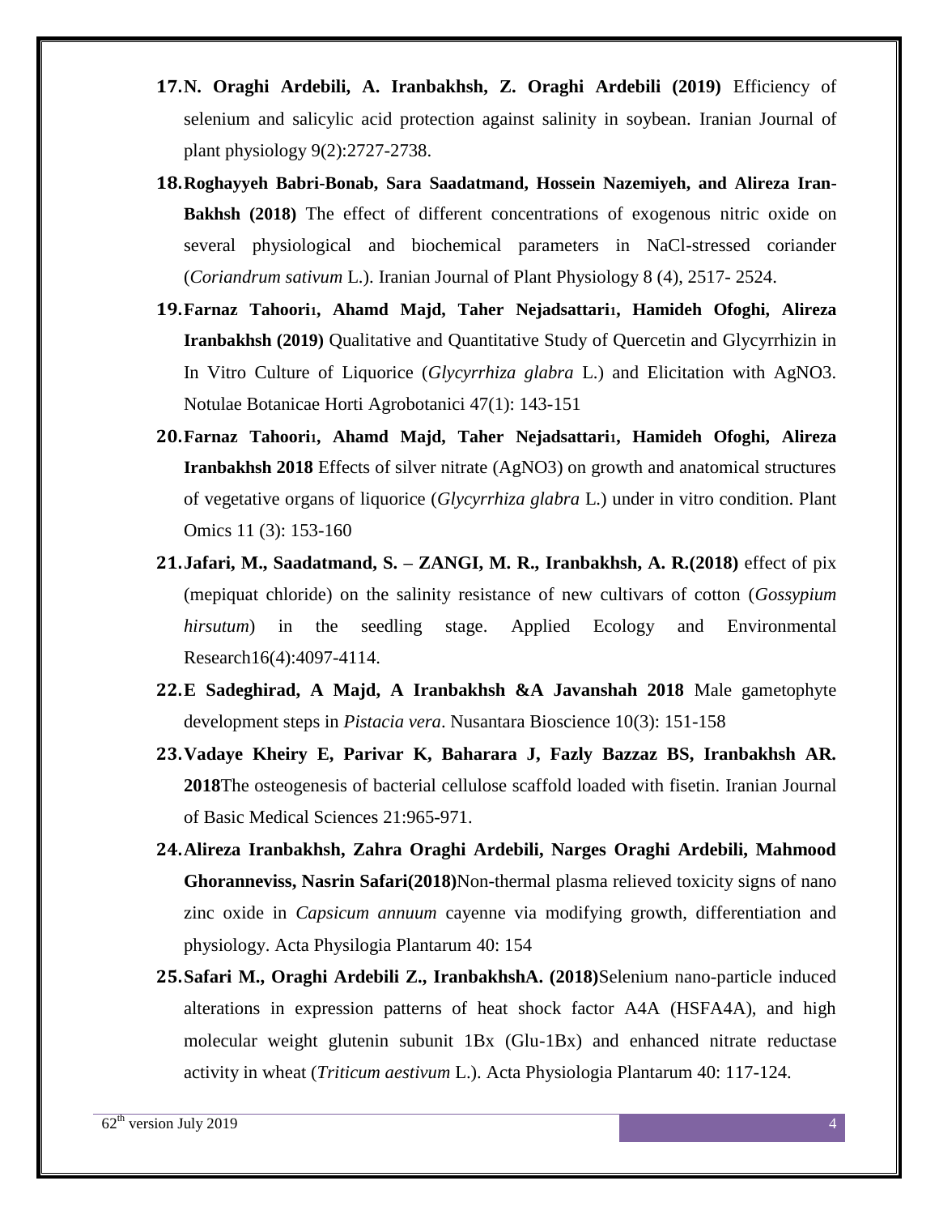17. **N. Oraghi Ardebili, A. Iranbakhsh, Z. Oraghi Ardebili (2019)** Efficiency of selenium and salicylic acid protection against salinity in soybean. Iranian Journal of plant physiology 9(2):2727-2738.
18. **Roghayyeh Babri-Bonab, Sara Saadatmand, Hossein Nazemiyeh, and Alireza Iran-Bakhsh (2018)** The effect of different concentrations of exogenous nitric oxide on several physiological and biochemical parameters in NaCl-stressed coriander (*Coriandrum sativum* L.). Iranian Journal of Plant Physiology 8 (4), 2517- 2524.
19. **Farnaz Tahoori1, Ahamd Majd, Taher Nejadsattari1, Hamideh Ofoghi, Alireza Iranbakhsh (2019)** Qualitative and Quantitative Study of Quercetin and Glycyrrhizin in In Vitro Culture of Liquorice (*Glycyrrhiza glabra* L.) and Elicitation with AgNO3. Notulae Botanicae Horti Agrobotanici 47(1): 143-151
20. **Farnaz Tahoori1, Ahamd Majd, Taher Nejadsattari1, Hamideh Ofoghi, Alireza Iranbakhsh 2018** Effects of silver nitrate (AgNO3) on growth and anatomical structures of vegetative organs of liquorice (*Glycyrrhiza glabra* L.) under in vitro condition. Plant Omics 11 (3): 153-160
21. **Jafari, M., Saadatmand, S. – ZANGI, M. R., Iranbakhsh, A. R.(2018)** effect of pix (mepiquat chloride) on the salinity resistance of new cultivars of cotton (*Gossypium hirsutum*) in the seedling stage. Applied Ecology and Environmental Research16(4):4097-4114.
22. **E Sadeghirad, A Majd, A Iranbakhsh &A Javanshah 2018** Male gametophyte development steps in *Pistacia vera*. Nusantara Bioscience 10(3): 151-158
23. **Vadaye Kheiry E, Parivar K, Baharara J, Fazly Bazzaz BS, Iranbakhsh AR. 2018**The osteogenesis of bacterial cellulose scaffold loaded with fisetin. Iranian Journal of Basic Medical Sciences 21:965-971.
24. **Alireza Iranbakhsh, Zahra Oraghi Ardebili, Narges Oraghi Ardebili, Mahmood Ghoranneviss, Nasrin Safari(2018)**Non-thermal plasma relieved toxicity signs of nano zinc oxide in *Capsicum annuum* cayenne via modifying growth, differentiation and physiology. Acta Physilogia Plantarum 40: 154
25. **Safari M., Oraghi Ardebili Z., IranbakhshA. (2018)**Selenium nano-particle induced alterations in expression patterns of heat shock factor A4A (HSFA4A), and high molecular weight glutenin subunit 1Bx (Glu-1Bx) and enhanced nitrate reductase activity in wheat (*Triticum aestivum* L.). Acta Physiologia Plantarum 40: 117-124.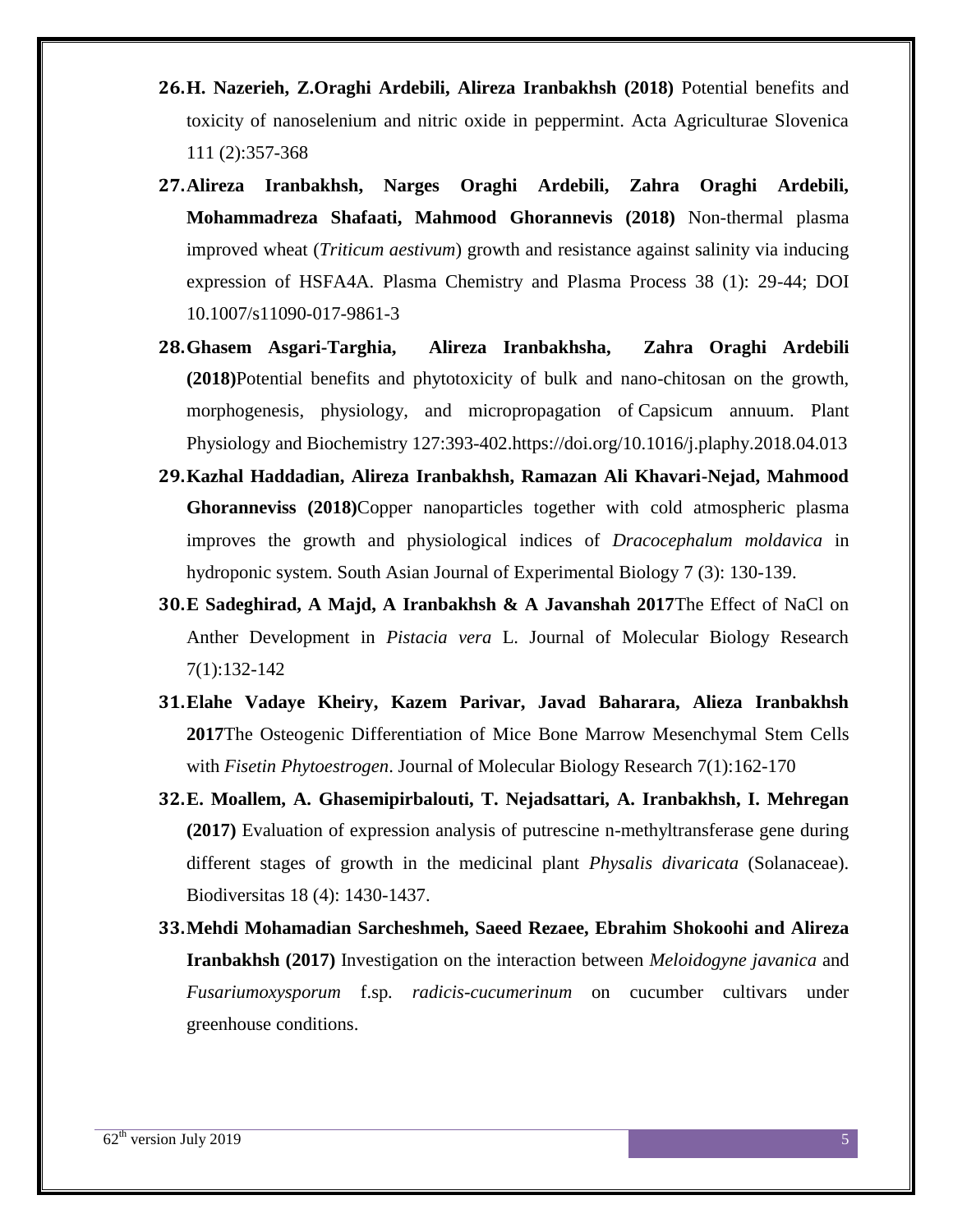26. **H. Nazerieh, Z.Oraghi Ardebili, Alireza Iranbakhsh (2018)** Potential benefits and toxicity of nanoselenium and nitric oxide in peppermint. Acta Agriculturae Slovenica 111 (2):357-368
27. **Alireza Iranbakhsh, Narges Oraghi Ardebili, Zahra Oraghi Ardebili, Mohammadreza Shafaati, Mahmood Ghorannevis (2018)** Non-thermal plasma improved wheat (*Triticum aestivum*) growth and resistance against salinity via inducing expression of HSFA4A. Plasma Chemistry and Plasma Process 38 (1): 29-44; DOI 10.1007/s11090-017-9861-3
28. **Ghasem Asgari-Targhia, Alireza Iranbakhsha, Zahra Oraghi Ardebili (2018)**Potential benefits and phytotoxicity of bulk and nano-chitosan on the growth, morphogenesis, physiology, and micropropagation of Capsicum annuum. Plant Physiology and Biochemistry 127:393-402.https://doi.org/10.1016/j.plaphy.2018.04.013
29. **Kazhal Haddadian, Alireza Iranbakhsh, Ramazan Ali Khavari-Nejad, Mahmood Ghoranneviss (2018)**Copper nanoparticles together with cold atmospheric plasma improves the growth and physiological indices of *Dracocephalum moldavica* in hydroponic system. South Asian Journal of Experimental Biology 7 (3): 130-139.
30. **E Sadeghirad, A Majd, A Iranbakhsh & A Javanshah 2017**The Effect of NaCl on Anther Development in *Pistacia vera* L. Journal of Molecular Biology Research 7(1):132-142
31. **Elahe Vadaye Kheiry, Kazem Parivar, Javad Baharara, Alieza Iranbakhsh 2017**The Osteogenic Differentiation of Mice Bone Marrow Mesenchymal Stem Cells with *Fisetin Phytoestrogen*. Journal of Molecular Biology Research 7(1):162-170
32. **E. Moallem, A. Ghasemipirbalouti, T. Nejadsattari, A. Iranbakhsh, I. Mehregan (2017)** Evaluation of expression analysis of putrescine n-methyltransferase gene during different stages of growth in the medicinal plant *Physalis divaricata* (Solanaceae). Biodiversitas 18 (4): 1430-1437.
33. **Mehdi Mohamadian Sarcheshmeh, Saeed Rezaee, Ebrahim Shokoohi and Alireza Iranbakhsh (2017)** Investigation on the interaction between *Meloidogyne javanica* and *Fusariumoxysporum* f.sp. *radicis-cucumerinum* on cucumber cultivars under greenhouse conditions.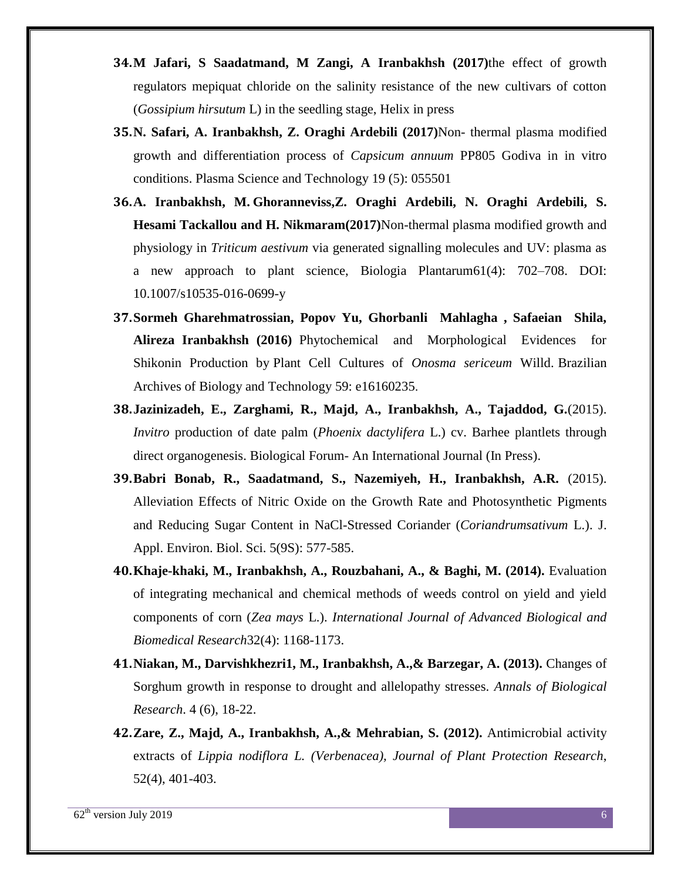34. **M Jafari, S Saadatmand, M Zangi, A Iranbakhsh (2017)**the effect of growth regulators mepiquat chloride on the salinity resistance of the new cultivars of cotton (*Gossipium hirsutum* L) in the seedling stage, Helix in press

35. **N. Safari, A. Iranbakhsh, Z. Oraghi Ardebili (2017)**Non- thermal plasma modified growth and differentiation process of *Capsicum annuum* PP805 Godiva in in vitro conditions. Plasma Science and Technology 19 (5): 055501

36. **A. Iranbakhsh, M. Ghoranneviss,Z. Oraghi Ardebili, N. Oraghi Ardebili, S. Hesami Tackallou and H. Nikmaram(2017)**Non-thermal plasma modified growth and physiology in *Triticum aestivum* via generated signalling molecules and UV: plasma as a new approach to plant science, Biologia Plantarum61(4): 702–708. DOI: 10.1007/s10535-016-0699-y

37. **Sormeh Gharehmatrossian, Popov Yu, Ghorbanli Mahlagha , Safaeian Shila, Alireza Iranbakhsh (2016)** Phytochemical and Morphological Evidences for Shikonin Production by Plant Cell Cultures of *Onosma sericeum* Willd. Brazilian Archives of Biology and Technology 59: e16160235.

38. **Jazinizadeh, E., Zarghami, R., Majd, A., Iranbakhsh, A., Tajaddod, G.**(2015). *Invitro* production of date palm (*Phoenix dactylifera* L.) cv. Barhee plantlets through direct organogenesis. Biological Forum- An International Journal (In Press).

39. **Babri Bonab, R., Saadatmand, S., Nazemiyeh, H., Iranbakhsh, A.R.** (2015). Alleviation Effects of Nitric Oxide on the Growth Rate and Photosynthetic Pigments and Reducing Sugar Content in NaCl-Stressed Coriander (*Coriandrumsativum* L.). J. Appl. Environ. Biol. Sci. 5(9S): 577-585.

40. **Khaje-khaki, M., Iranbakhsh, A., Rouzbahani, A., & Baghi, M. (2014).** Evaluation of integrating mechanical and chemical methods of weeds control on yield and yield components of corn (*Zea mays* L.). *International Journal of Advanced Biological and Biomedical Research*32(4): 1168-1173.

41. **Niakan, M., Darvishkhezri1, M., Iranbakhsh, A.,& Barzegar, A. (2013).** Changes of Sorghum growth in response to drought and allelopathy stresses. *Annals of Biological Research*. 4 (6), 18-22.

42. **Zare, Z., Majd, A., Iranbakhsh, A.,& Mehrabian, S. (2012).** Antimicrobial activity extracts of *Lippia nodiflora L. (Verbenacea), Journal of Plant Protection Research*, 52(4), 401-403.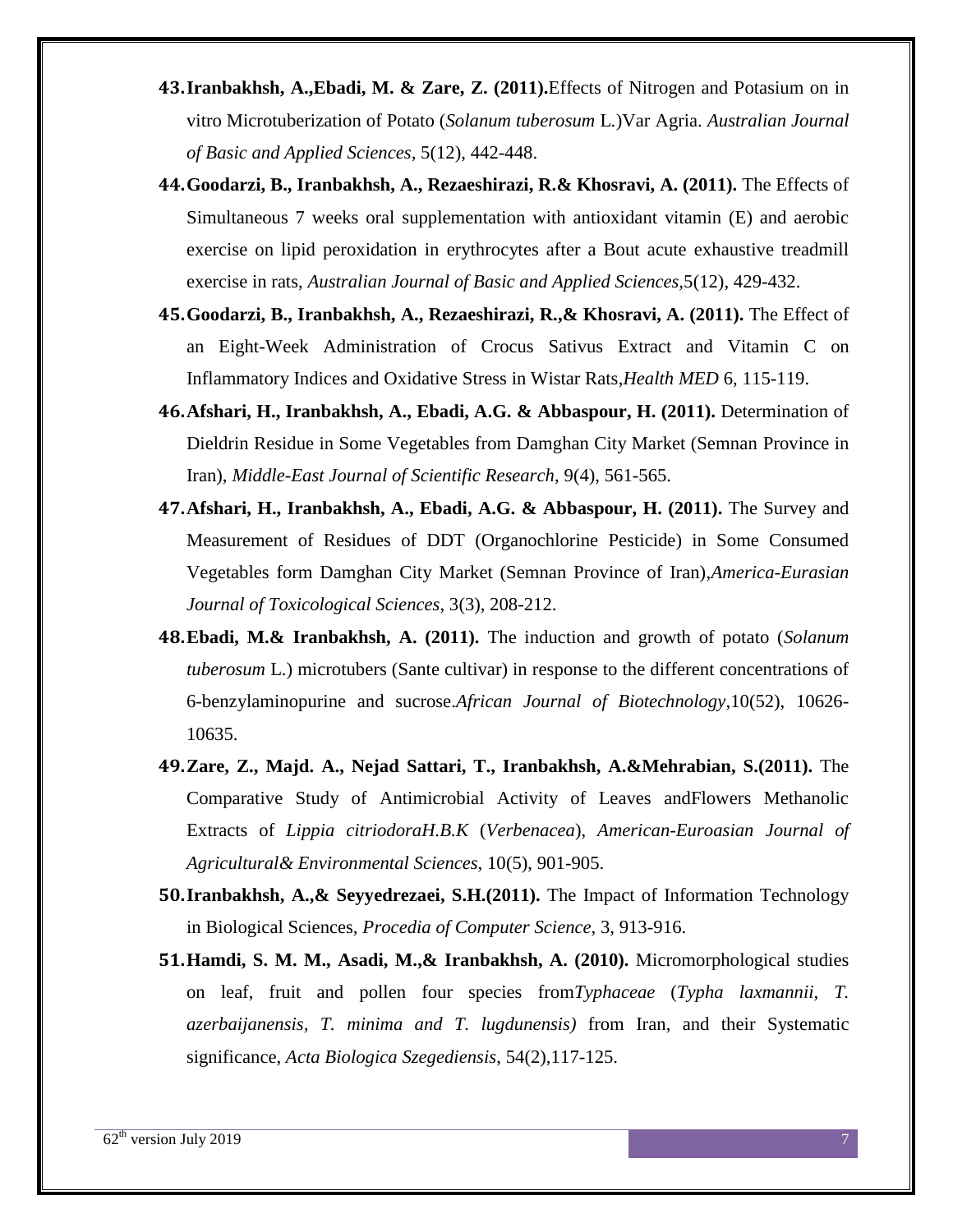43. **Iranbakhsh, A.,Ebadi, M. & Zare, Z. (2011).**Effects of Nitrogen and Potasium on in vitro Microtuberization of Potato (*Solanum tuberosum* L.)Var Agria. *Australian Journal of Basic and Applied Sciences*, 5(12), 442-448.
44. **Goodarzi, B., Iranbakhsh, A., Rezaeshirazi, R.& Khosravi, A. (2011).** The Effects of Simultaneous 7 weeks oral supplementation with antioxidant vitamin (E) and aerobic exercise on lipid peroxidation in erythrocytes after a Bout acute exhaustive treadmill exercise in rats, *Australian Journal of Basic and Applied Sciences*,5(12), 429-432.
45. **Goodarzi, B., Iranbakhsh, A., Rezaeshirazi, R.,& Khosravi, A. (2011).** The Effect of an Eight-Week Administration of Crocus Sativus Extract and Vitamin C on Inflammatory Indices and Oxidative Stress in Wistar Rats,*Health MED* 6, 115-119.
46. **Afshari, H., Iranbakhsh, A., Ebadi, A.G. & Abbaspour, H. (2011).** Determination of Dieldrin Residue in Some Vegetables from Damghan City Market (Semnan Province in Iran), *Middle-East Journal of Scientific Research*, 9(4), 561-565.
47. **Afshari, H., Iranbakhsh, A., Ebadi, A.G. & Abbaspour, H. (2011).** The Survey and Measurement of Residues of DDT (Organochlorine Pesticide) in Some Consumed Vegetables form Damghan City Market (Semnan Province of Iran),*America-Eurasian Journal of Toxicological Sciences*, 3(3), 208-212.
48. **Ebadi, M.& Iranbakhsh, A. (2011).** The induction and growth of potato (*Solanum tuberosum* L.) microtubers (Sante cultivar) in response to the different concentrations of 6-benzylaminopurine and sucrose.*African Journal of Biotechnology*,10(52), 10626-10635.
49. **Zare, Z., Majd. A., Nejad Sattari, T., Iranbakhsh, A.&Mehrabian, S.(2011).** The Comparative Study of Antimicrobial Activity of Leaves andFlowers Methanolic Extracts of *Lippia citriodoraH.B.K* (*Verbenacea*), *American-Euroasian Journal of Agricultural& Environmental Sciences*, 10(5), 901-905.
50. **Iranbakhsh, A.,& Seyyedrezaei, S.H.(2011).** The Impact of Information Technology in Biological Sciences, *Procedia of Computer Science*, 3, 913-916.
51. **Hamdi, S. M. M., Asadi, M.,& Iranbakhsh, A. (2010).** Micromorphological studies on leaf, fruit and pollen four species from*Typhaceae* (*Typha laxmannii, T. azerbaijanensis, T. minima and T. lugdunensis)* from Iran, and their Systematic significance, *Acta Biologica Szegediensis*, 54(2),117-125.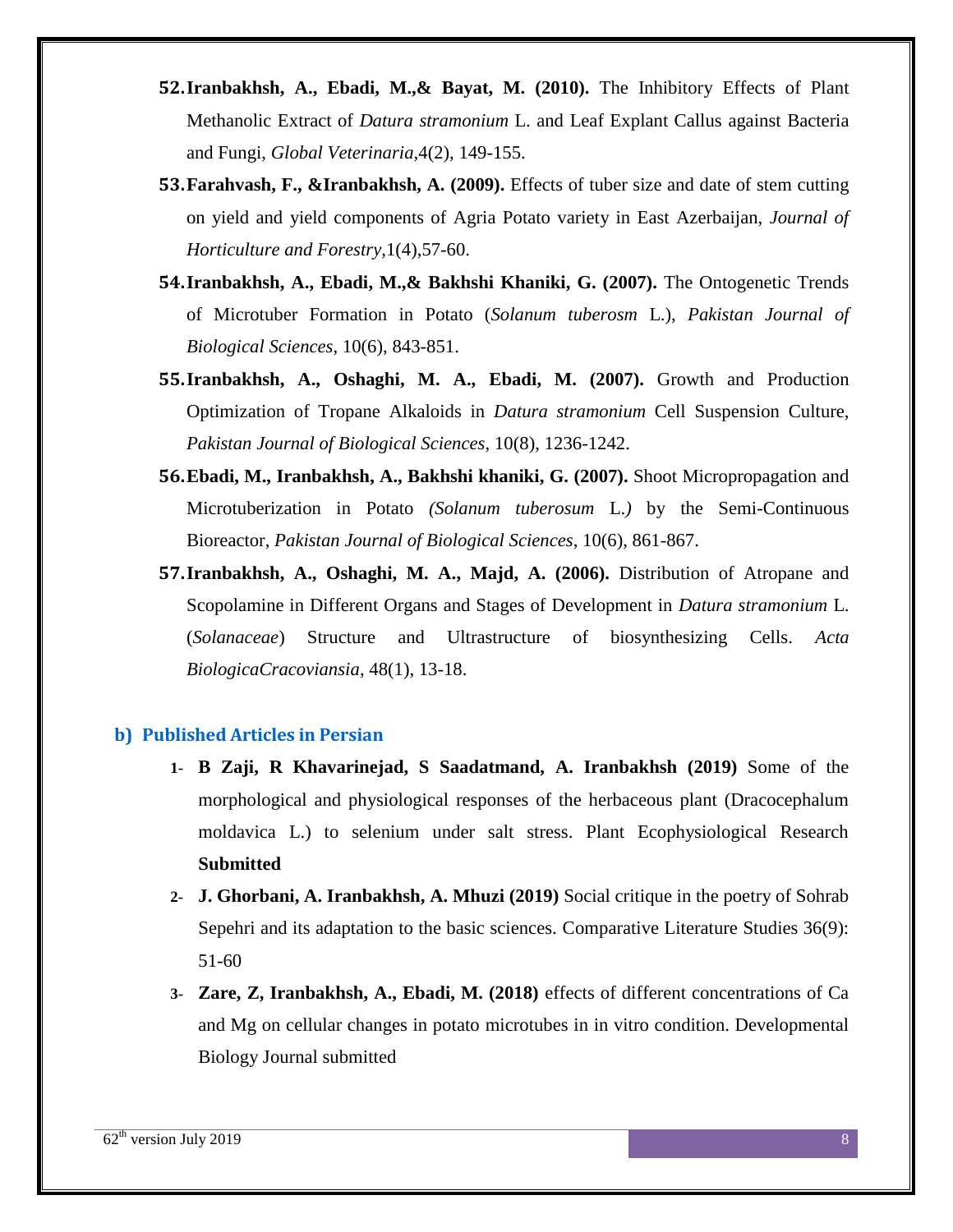52. **Iranbakhsh, A., Ebadi, M.,& Bayat, M. (2010).** The Inhibitory Effects of Plant Methanolic Extract of *Datura stramonium* L. and Leaf Explant Callus against Bacteria and Fungi, *Global Veterinaria*,4(2), 149-155.
53. **Farahvash, F., &Iranbakhsh, A. (2009).** Effects of tuber size and date of stem cutting on yield and yield components of Agria Potato variety in East Azerbaijan, *Journal of Horticulture and Forestry*,1(4),57-60.
54. **Iranbakhsh, A., Ebadi, M.,& Bakhshi Khaniki, G. (2007).** The Ontogenetic Trends of Microtuber Formation in Potato (*Solanum tuberosm* L.), *Pakistan Journal of Biological Sciences*, 10(6), 843-851.
55. **Iranbakhsh, A., Oshaghi, M. A., Ebadi, M. (2007).** Growth and Production Optimization of Tropane Alkaloids in *Datura stramonium* Cell Suspension Culture, *Pakistan Journal of Biological Sciences*, 10(8), 1236-1242.
56. **Ebadi, M., Iranbakhsh, A., Bakhshi khaniki, G. (2007).** Shoot Micropropagation and Microtuberization in Potato *(Solanum tuberosum* L.*)* by the Semi-Continuous Bioreactor, *Pakistan Journal of Biological Sciences*, 10(6), 861-867.
57. **Iranbakhsh, A., Oshaghi, M. A., Majd, A. (2006).** Distribution of Atropane and Scopolamine in Different Organs and Stages of Development in *Datura stramonium* L. (*Solanaceae*) Structure and Ultrastructure of biosynthesizing Cells. *Acta BiologicaCracoviansia*, 48(1), 13-18.

## b) Published Articles in Persian

1- **B Zaji, R Khavarinejad, S Saadatmand, A. Iranbakhsh (2019)** Some of the morphological and physiological responses of the herbaceous plant (Dracocephalum moldavica L.) to selenium under salt stress. Plant Ecophysiological Research **Submitted**

2- **J. Ghorbani, A. Iranbakhsh, A. Mhuzi (2019)** Social critique in the poetry of Sohrab Sepehri and its adaptation to the basic sciences. Comparative Literature Studies 36(9): 51-60

3- **Zare, Z, Iranbakhsh, A., Ebadi, M. (2018)** effects of different concentrations of Ca and Mg on cellular changes in potato microtubes in in vitro condition. Developmental Biology Journal submitted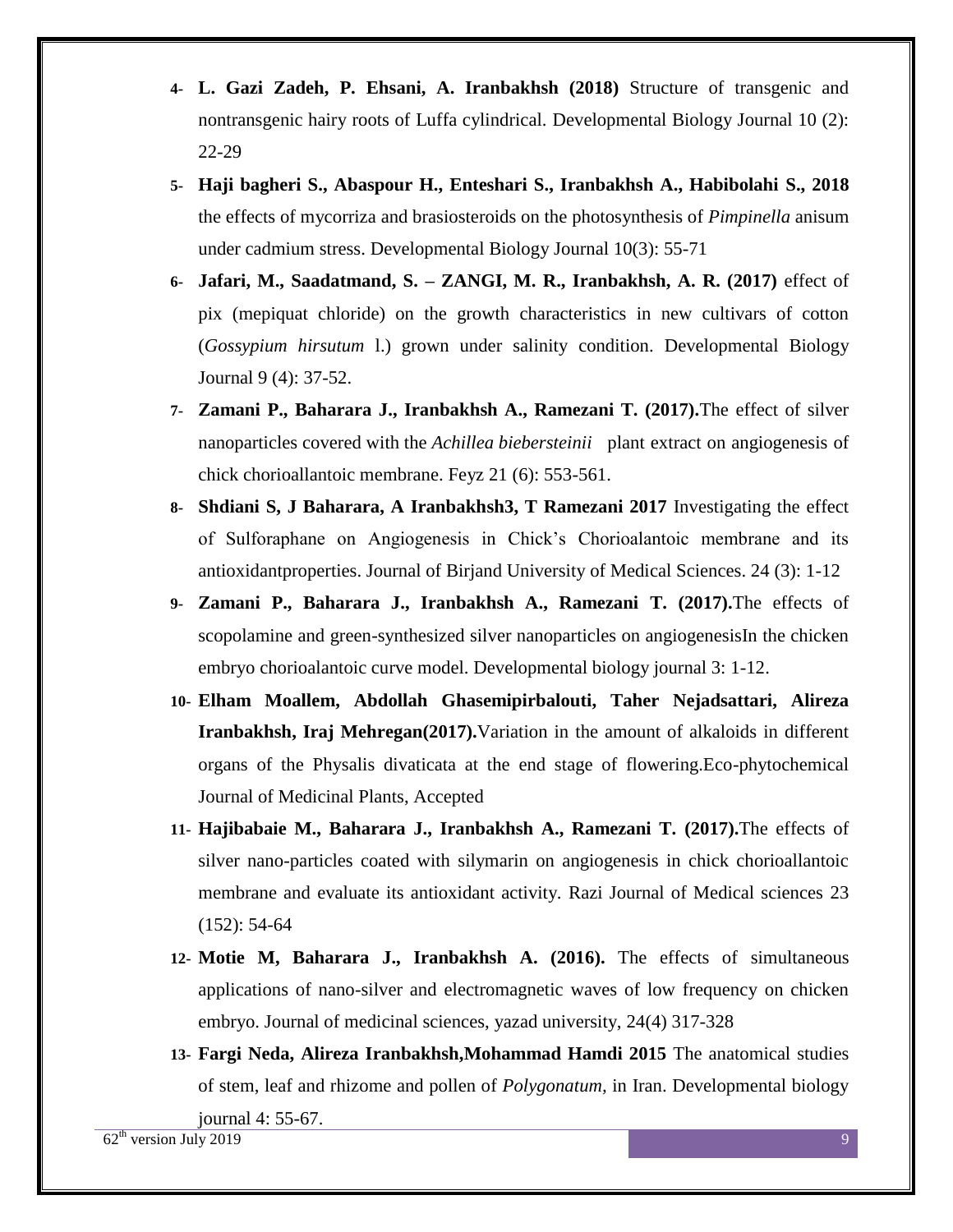4- **L. Gazi Zadeh, P. Ehsani, A. Iranbakhsh (2018)** Structure of transgenic and nontransgenic hairy roots of Luffa cylindrical. Developmental Biology Journal 10 (2): 22-29

5- **Haji bagheri S., Abaspour H., Enteshari S., Iranbakhsh A., Habibolahi S., 2018** the effects of mycorriza and brasiosteroids on the photosynthesis of *Pimpinella* anisum under cadmium stress. Developmental Biology Journal 10(3): 55-71

6- **Jafari, M., Saadatmand, S. – ZANGI, M. R., Iranbakhsh, A. R. (2017)** effect of pix (mepiquat chloride) on the growth characteristics in new cultivars of cotton (*Gossypium hirsutum* l.) grown under salinity condition. Developmental Biology Journal 9 (4): 37-52.

7- **Zamani P., Baharara J., Iranbakhsh A., Ramezani T. (2017).**The effect of silver nanoparticles covered with the *Achillea biebersteinii* plant extract on angiogenesis of chick chorioallantoic membrane. Feyz 21 (6): 553-561.

8- **Shdiani S, J Baharara, A Iranbakhsh3, T Ramezani 2017** Investigating the effect of Sulforaphane on Angiogenesis in Chick's Chorioalantoic membrane and its antioxidantproperties. Journal of Birjand University of Medical Sciences. 24 (3): 1-12

9- **Zamani P., Baharara J., Iranbakhsh A., Ramezani T. (2017).**The effects of scopolamine and green-synthesized silver nanoparticles on angiogenesisIn the chicken embryo chorioalantoic curve model. Developmental biology journal 3: 1-12.

10- **Elham Moallem, Abdollah Ghasemipirbalouti, Taher Nejadsattari, Alireza Iranbakhsh, Iraj Mehregan(2017).**Variation in the amount of alkaloids in different organs of the Physalis divaticata at the end stage of flowering.Eco-phytochemical Journal of Medicinal Plants, Accepted

11- **Hajibabaie M., Baharara J., Iranbakhsh A., Ramezani T. (2017).**The effects of silver nano-particles coated with silymarin on angiogenesis in chick chorioallantoic membrane and evaluate its antioxidant activity. Razi Journal of Medical sciences 23 (152): 54-64

12- **Motie M, Baharara J., Iranbakhsh A. (2016).** The effects of simultaneous applications of nano-silver and electromagnetic waves of low frequency on chicken embryo. Journal of medicinal sciences, yazad university, 24(4) 317-328

13- **Fargi Neda, Alireza Iranbakhsh,Mohammad Hamdi 2015** The anatomical studies of stem, leaf and rhizome and pollen of *Polygonatum*, in Iran. Developmental biology journal 4: 55-67.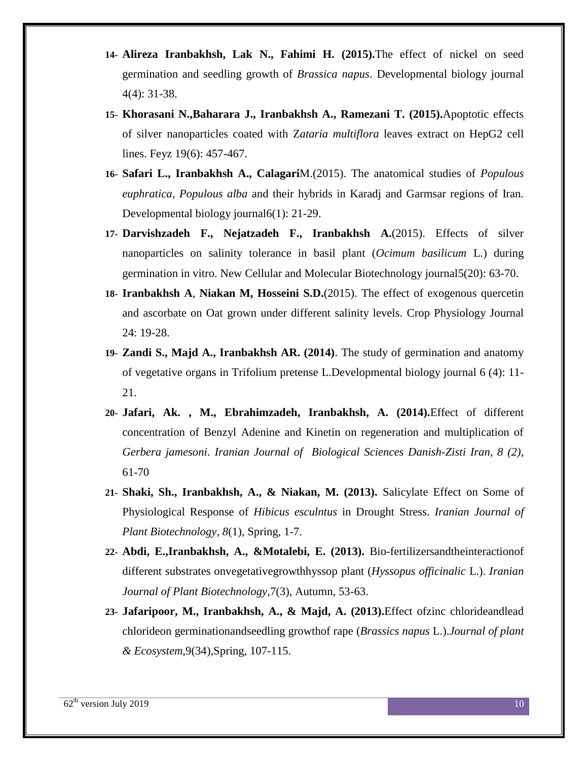14- **Alireza Iranbakhsh, Lak N., Fahimi H. (2015).**The effect of nickel on seed germination and seedling growth of *Brassica napus*. Developmental biology journal 4(4): 31-38.

15- **Khorasani N.,Baharara J., Iranbakhsh A., Ramezani T. (2015).**Apoptotic effects of silver nanoparticles coated with Z*ataria multiflora* leaves extract on HepG2 cell lines. Feyz 19(6): 457-467.

16- **Safari L., Iranbakhsh A., Calagari**M.(2015). The anatomical studies of *Populous euphratica*, *Populous alba* and their hybrids in Karadj and Garmsar regions of Iran. Developmental biology journal6(1): 21-29.

17- **Darvishzadeh F., Nejatzadeh F., Iranbakhsh A.**(2015). Effects of silver nanoparticles on salinity tolerance in basil plant (*Ocimum basilicum* L.) during germination in vitro. New Cellular and Molecular Biotechnology journal5(20): 63-70.

18- **Iranbakhsh A**, **Niakan M, Hosseini S.D.**(2015). The effect of exogenous quercetin and ascorbate on Oat grown under different salinity levels. Crop Physiology Journal 24: 19-28.

19- **Zandi S., Majd A., Iranbakhsh AR. (2014)**. The study of germination and anatomy of vegetative organs in Trifolium pretense L.Developmental biology journal 6 (4): 11-21.

20- **Jafari, Ak. , M., Ebrahimzadeh, Iranbakhsh, A. (2014).**Effect of different concentration of Benzyl Adenine and Kinetin on regeneration and multiplication of *Gerbera jamesoni*. *Iranian Journal of Biological Sciences Danish-Zisti Iran, 8 (2)*, 61-70

21- **Shaki, Sh., Iranbakhsh, A., & Niakan, M. (2013).** Salicylate Effect on Some of Physiological Response of *Hibicus esculntus* in Drought Stress. *Iranian Journal of Plant Biotechnology, 8*(1), Spring, 1-7.

22- **Abdi, E.,Iranbakhsh, A., &Motalebi, E. (2013).** Bio-fertilizersandtheinteractionof different substrates onvegetativegrowthhyssop plant (*Hyssopus officinalic* L.). *Iranian Journal of Plant Biotechnology*,7(3), Autumn, 53-63.

23- **Jafaripoor, M., Iranbakhsh, A., & Majd, A. (2013).**Effect ofzinc chlorideandlead chlorideon germinationandseedling growthof rape (*Brassics napus* L.).*Journal of plant & Ecosystem*,9(34),Spring, 107-115.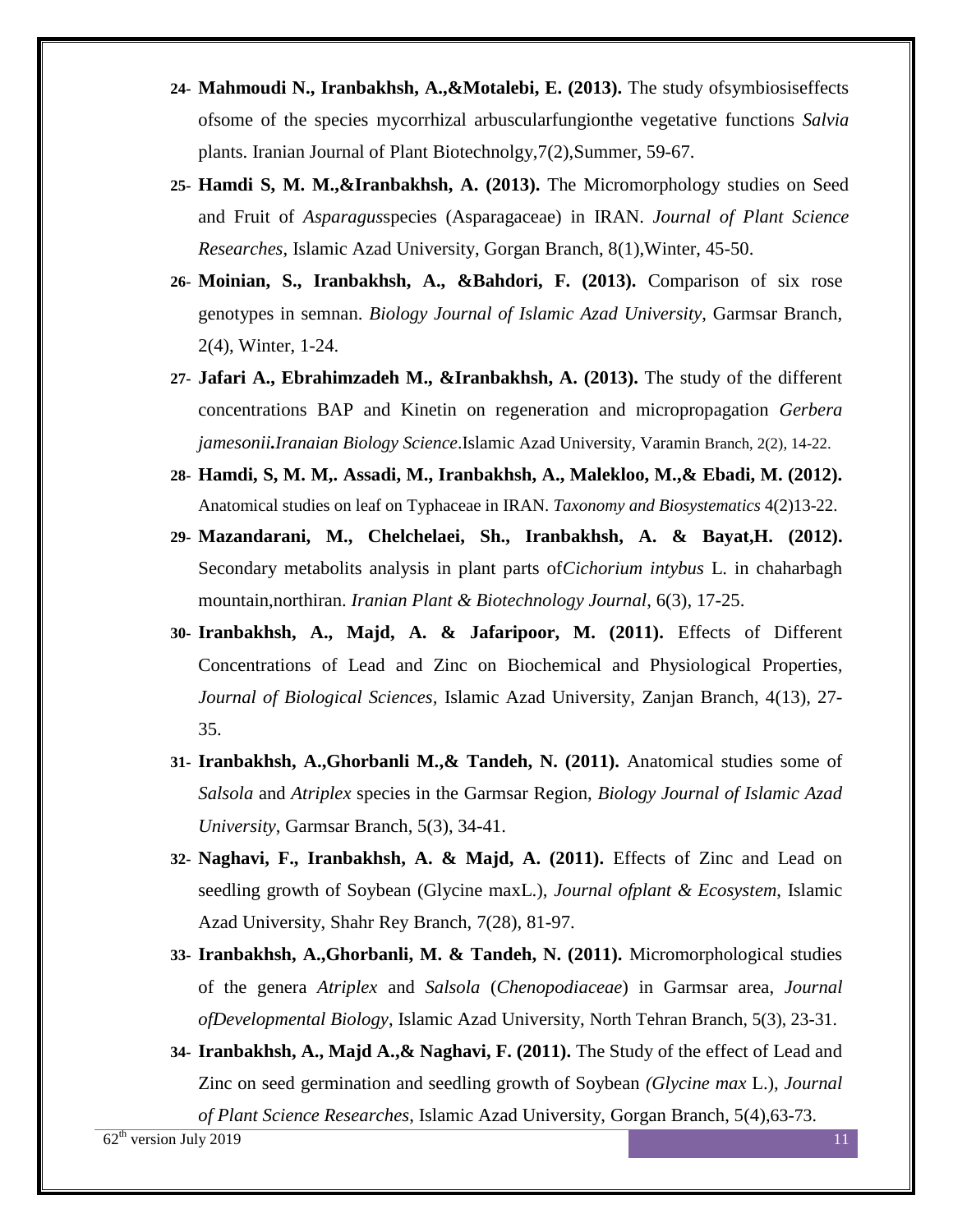24- **Mahmoudi N., Iranbakhsh, A.,&Motalebi, E. (2013).** The study ofsymbiosiseffects ofsome of the species mycorrhizal arbuscularfungionthe vegetative functions *Salvia* plants. Iranian Journal of Plant Biotechnolgy,7(2),Summer, 59-67.

25- **Hamdi S, M. M.,&Iranbakhsh, A. (2013).** The Micromorphology studies on Seed and Fruit of *Asparagus*species (Asparagaceae) in IRAN. *Journal of Plant Science Researches*, Islamic Azad University, Gorgan Branch, 8(1),Winter, 45-50.

26- **Moinian, S., Iranbakhsh, A., &Bahdori, F. (2013).** Comparison of six rose genotypes in semnan. *Biology Journal of Islamic Azad University*, Garmsar Branch, 2(4), Winter, 1-24.

27- **Jafari A., Ebrahimzadeh M., &Iranbakhsh, A. (2013).** The study of the different concentrations BAP and Kinetin on regeneration and micropropagation *Gerbera jamesonii***.***Iranaian Biology Science*.Islamic Azad University, Varamin Branch, 2(2), 14-22.

28- **Hamdi, S, M. M,. Assadi, M., Iranbakhsh, A., Malekloo, M.,& Ebadi, M. (2012).** Anatomical studies on leaf on Typhaceae in IRAN. *Taxonomy and Biosystematics* 4(2)13-22.

29- **Mazandarani, M., Chelchelaei, Sh., Iranbakhsh, A. & Bayat,H. (2012).** Secondary metabolits analysis in plant parts of*Cichorium intybus* L. in chaharbagh mountain,northiran. *Iranian Plant & Biotechnology Journal*, 6(3), 17-25.

30- **Iranbakhsh, A., Majd, A. & Jafaripoor, M. (2011).** Effects of Different Concentrations of Lead and Zinc on Biochemical and Physiological Properties, *Journal of Biological Sciences*, Islamic Azad University, Zanjan Branch, 4(13), 27-35.

31- **Iranbakhsh, A.,Ghorbanli M.,& Tandeh, N. (2011).** Anatomical studies some of *Salsola* and *Atriplex* species in the Garmsar Region, *Biology Journal of Islamic Azad University*, Garmsar Branch, 5(3), 34-41.

32- **Naghavi, F., Iranbakhsh, A. & Majd, A. (2011).** Effects of Zinc and Lead on seedling growth of Soybean (Glycine maxL.), *Journal ofplant & Ecosystem*, Islamic Azad University, Shahr Rey Branch, 7(28), 81-97.

33- **Iranbakhsh, A.,Ghorbanli, M. & Tandeh, N. (2011).** Micromorphological studies of the genera *Atriplex* and *Salsola* (*Chenopodiaceae*) in Garmsar area, *Journal ofDevelopmental Biology*, Islamic Azad University, North Tehran Branch, 5(3), 23-31.

34- **Iranbakhsh, A., Majd A.,& Naghavi, F. (2011).** The Study of the effect of Lead and Zinc on seed germination and seedling growth of Soybean *(Glycine max* L.), *Journal of Plant Science Researches*, Islamic Azad University, Gorgan Branch, 5(4),63-73.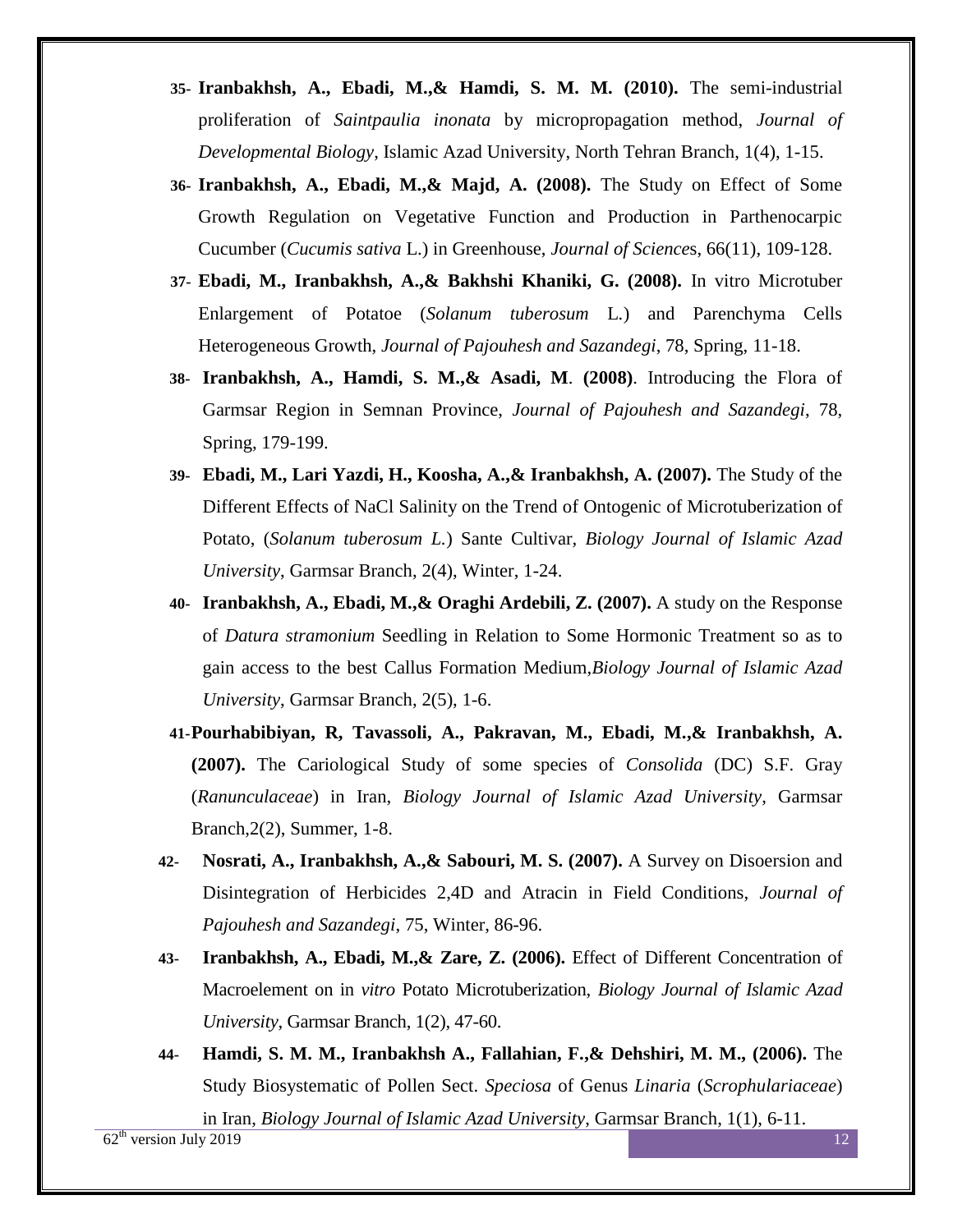35- **Iranbakhsh, A., Ebadi, M.,& Hamdi, S. M. M. (2010).** The semi-industrial proliferation of *Saintpaulia inonata* by micropropagation method, *Journal of Developmental Biology*, Islamic Azad University, North Tehran Branch, 1(4), 1-15.

36- **Iranbakhsh, A., Ebadi, M.,& Majd, A. (2008).** The Study on Effect of Some Growth Regulation on Vegetative Function and Production in Parthenocarpic Cucumber (*Cucumis sativa* L.) in Greenhouse, *Journal of Science*s, 66(11), 109-128.

37- **Ebadi, M., Iranbakhsh, A.,& Bakhshi Khaniki, G. (2008).** In vitro Microtuber Enlargement of Potatoe (*Solanum tuberosum* L.) and Parenchyma Cells Heterogeneous Growth, *Journal of Pajouhesh and Sazandegi*, 78, Spring, 11-18.

38- **Iranbakhsh, A., Hamdi, S. M.,& Asadi, M. (2008)**. Introducing the Flora of Garmsar Region in Semnan Province, *Journal of Pajouhesh and Sazandegi*, 78, Spring, 179-199.

39- **Ebadi, M., Lari Yazdi, H., Koosha, A.,& Iranbakhsh, A. (2007).** The Study of the Different Effects of NaCl Salinity on the Trend of Ontogenic of Microtuberization of Potato, (*Solanum tuberosum L.*) Sante Cultivar, *Biology Journal of Islamic Azad University*, Garmsar Branch, 2(4), Winter, 1-24.

40- **Iranbakhsh, A., Ebadi, M.,& Oraghi Ardebili, Z. (2007).** A study on the Response of *Datura stramonium* Seedling in Relation to Some Hormonic Treatment so as to gain access to the best Callus Formation Medium,*Biology Journal of Islamic Azad University*, Garmsar Branch, 2(5), 1-6.

41-**Pourhabibiyan, R, Tavassoli, A., Pakravan, M., Ebadi, M.,& Iranbakhsh, A. (2007).** The Cariological Study of some species of *Consolida* (DC) S.F. Gray (*Ranunculaceae*) in Iran, *Biology Journal of Islamic Azad University*, Garmsar Branch,2(2), Summer, 1-8.

42- **Nosrati, A., Iranbakhsh, A.,& Sabouri, M. S. (2007).** A Survey on Disoersion and Disintegration of Herbicides 2,4D and Atracin in Field Conditions, *Journal of Pajouhesh and Sazandegi*, 75, Winter, 86-96.

43- **Iranbakhsh, A., Ebadi, M.,& Zare, Z. (2006).** Effect of Different Concentration of Macroelement on in *vitro* Potato Microtuberization, *Biology Journal of Islamic Azad University*, Garmsar Branch, 1(2), 47-60.

44- **Hamdi, S. M. M., Iranbakhsh A., Fallahian, F.,& Dehshiri, M. M., (2006).** The Study Biosystematic of Pollen Sect. *Speciosa* of Genus *Linaria* (*Scrophulariaceae*) in Iran, *Biology Journal of Islamic Azad University*, Garmsar Branch, 1(1), 6-11.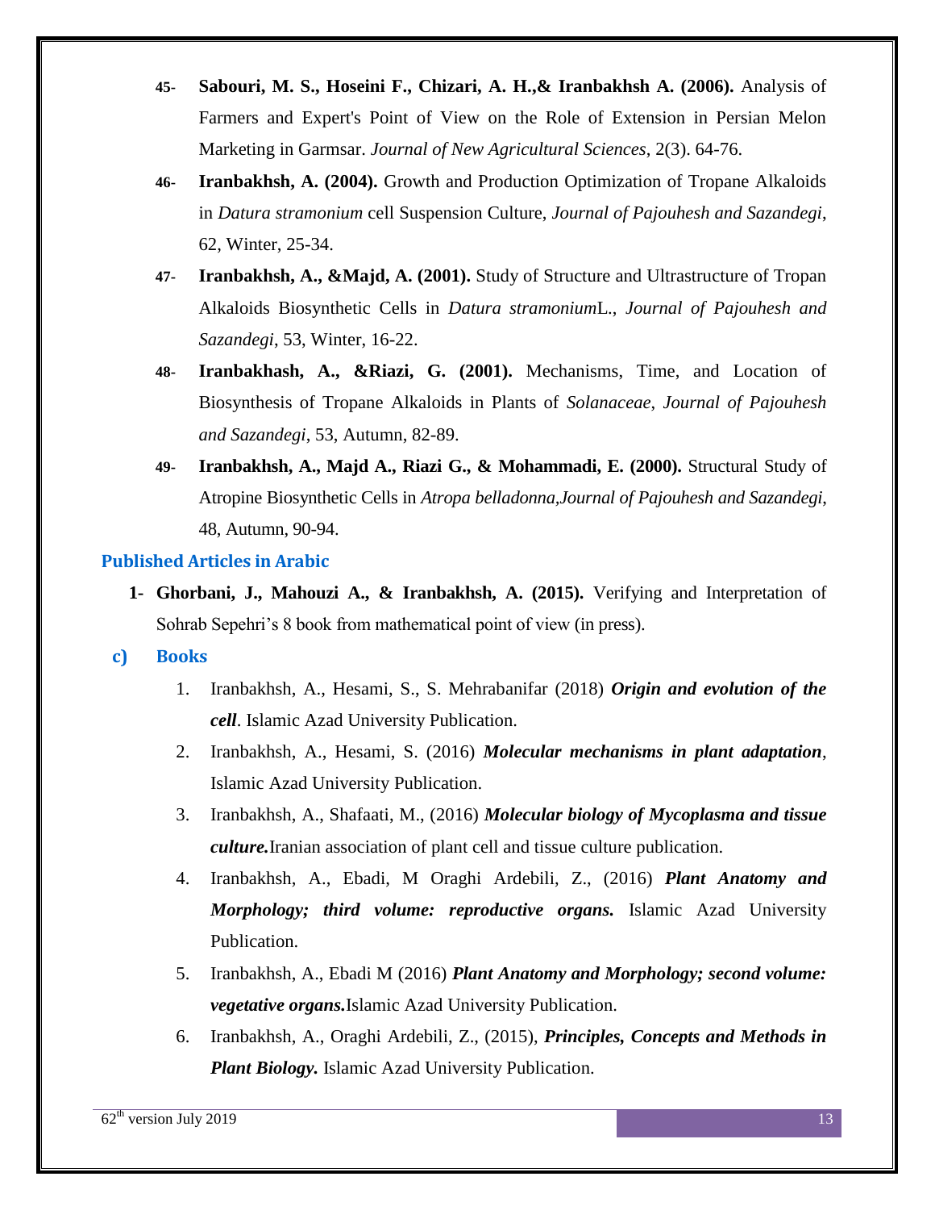45- **Sabouri, M. S., Hoseini F., Chizari, A. H.,& Iranbakhsh A. (2006).** Analysis of Farmers and Expert's Point of View on the Role of Extension in Persian Melon Marketing in Garmsar. *Journal of New Agricultural Sciences*, 2(3). 64-76.

46- **Iranbakhsh, A. (2004).** Growth and Production Optimization of Tropane Alkaloids in *Datura stramonium* cell Suspension Culture, *Journal of Pajouhesh and Sazandegi*, 62, Winter, 25-34.

47- **Iranbakhsh, A., &Majd, A. (2001).** Study of Structure and Ultrastructure of Tropan Alkaloids Biosynthetic Cells in *Datura stramonium*L., *Journal of Pajouhesh and Sazandegi*, 53, Winter, 16-22.

48- **Iranbakhash, A., &Riazi, G. (2001).** Mechanisms, Time, and Location of Biosynthesis of Tropane Alkaloids in Plants of *Solanaceae*, *Journal of Pajouhesh and Sazandegi*, 53, Autumn, 82-89.

49- **Iranbakhsh, A., Majd A., Riazi G., & Mohammadi, E. (2000).** Structural Study of Atropine Biosynthetic Cells in *Atropa belladonna*,*Journal of Pajouhesh and Sazandegi*, 48, Autumn, 90-94.

### Published Articles in Arabic

1- **Ghorbani, J., Mahouzi A., & Iranbakhsh, A. (2015).** Verifying and Interpretation of Sohrab Sepehri's 8 book from mathematical point of view (in press).

### c) Books

1. Iranbakhsh, A., Hesami, S., S. Mehrabanifar (2018) ***Origin and evolution of the cell***. Islamic Azad University Publication.
2. Iranbakhsh, A., Hesami, S. (2016) ***Molecular mechanisms in plant adaptation***, Islamic Azad University Publication.
3. Iranbakhsh, A., Shafaati, M., (2016) ***Molecular biology of Mycoplasma and tissue culture.***Iranian association of plant cell and tissue culture publication.
4. Iranbakhsh, A., Ebadi, M Oraghi Ardebili, Z., (2016) ***Plant Anatomy and Morphology; third volume: reproductive organs.*** Islamic Azad University Publication.
5. Iranbakhsh, A., Ebadi M (2016) ***Plant Anatomy and Morphology; second volume: vegetative organs.***Islamic Azad University Publication.
6. Iranbakhsh, A., Oraghi Ardebili, Z., (2015), ***Principles, Concepts and Methods in Plant Biology.*** Islamic Azad University Publication.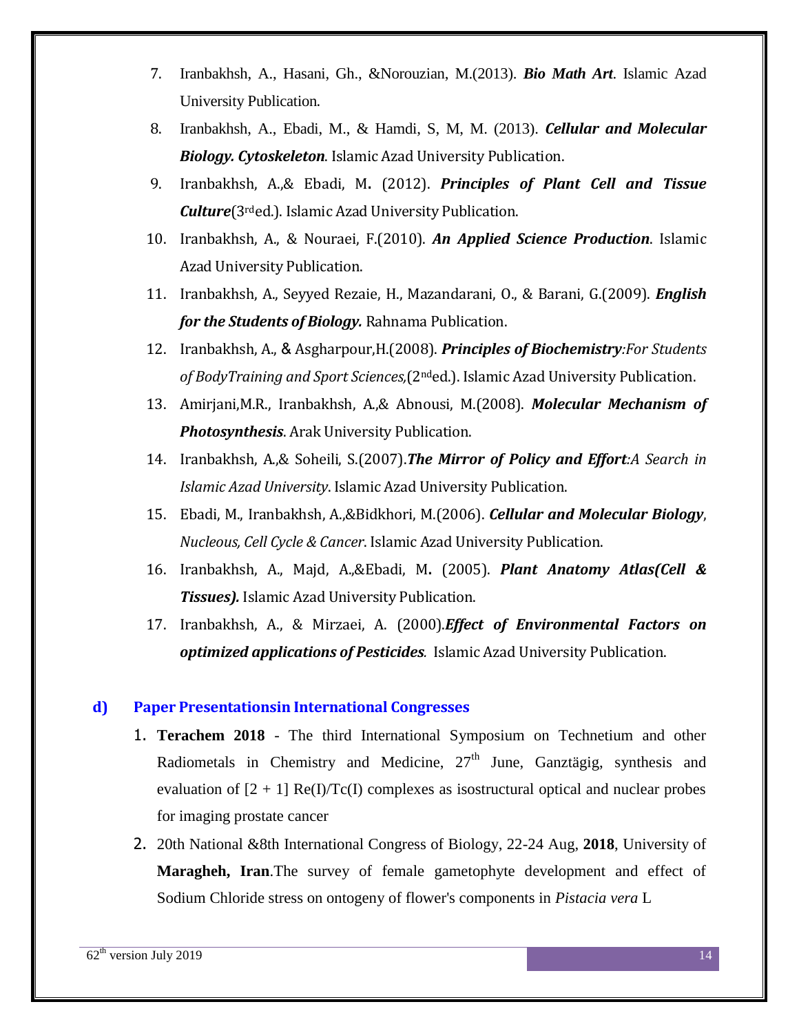7. Iranbakhsh, A., Hasani, Gh., &Norouzian, M.(2013). ***Bio Math Art***. Islamic Azad University Publication.
8. Iranbakhsh, A., Ebadi, M., & Hamdi, S, M, M. (2013). ***Cellular and Molecular Biology. Cytoskeleton***. Islamic Azad University Publication.
9. Iranbakhsh, A.,& Ebadi, M**.** (2012). ***Principles of Plant Cell and Tissue Culture***(3rded.). Islamic Azad University Publication.
10. Iranbakhsh, A., & Nouraei, F.(2010). ***An Applied Science Production***. Islamic Azad University Publication.
11. Iranbakhsh, A., Seyyed Rezaie, H., Mazandarani, O., & Barani, G.(2009). ***English for the Students of Biology.*** Rahnama Publication.
12. Iranbakhsh, A., & Asgharpour,H.(2008). ***Principles of Biochemistry****:For Students of BodyTraining and Sport Sciences,*(2nded.). Islamic Azad University Publication.
13. Amirjani,M.R., Iranbakhsh, A.,& Abnousi, M.(2008). ***Molecular Mechanism of Photosynthesis***. Arak University Publication.
14. Iranbakhsh, A.,& Soheili, S.(2007).***The Mirror of Policy and Effort****:A Search in Islamic Azad University*. Islamic Azad University Publication.
15. Ebadi, M., Iranbakhsh, A.,&Bidkhori, M.(2006). ***Cellular and Molecular Biology****, Nucleous, Cell Cycle & Cancer*. Islamic Azad University Publication.
16. Iranbakhsh, A., Majd, A.,&Ebadi, M**.** (2005). ***Plant Anatomy Atlas(Cell & Tissues).*** Islamic Azad University Publication.
17. Iranbakhsh, A., & Mirzaei, A. (2000).***Effect of Environmental Factors on optimized applications of Pesticides***. Islamic Azad University Publication.

## d) Paper Presentationsin International Congresses

1. **Terachem 2018** - The third International Symposium on Technetium and other Radiometals in Chemistry and Medicine, 27th June, Ganztägig, synthesis and evaluation of [2 + 1] Re(I)/Tc(I) complexes as isostructural optical and nuclear probes for imaging prostate cancer
2. 20th National &8th International Congress of Biology, 22-24 Aug, **2018**, University of **Maragheh, Iran**.The survey of female gametophyte development and effect of Sodium Chloride stress on ontogeny of flower's components in *Pistacia vera* L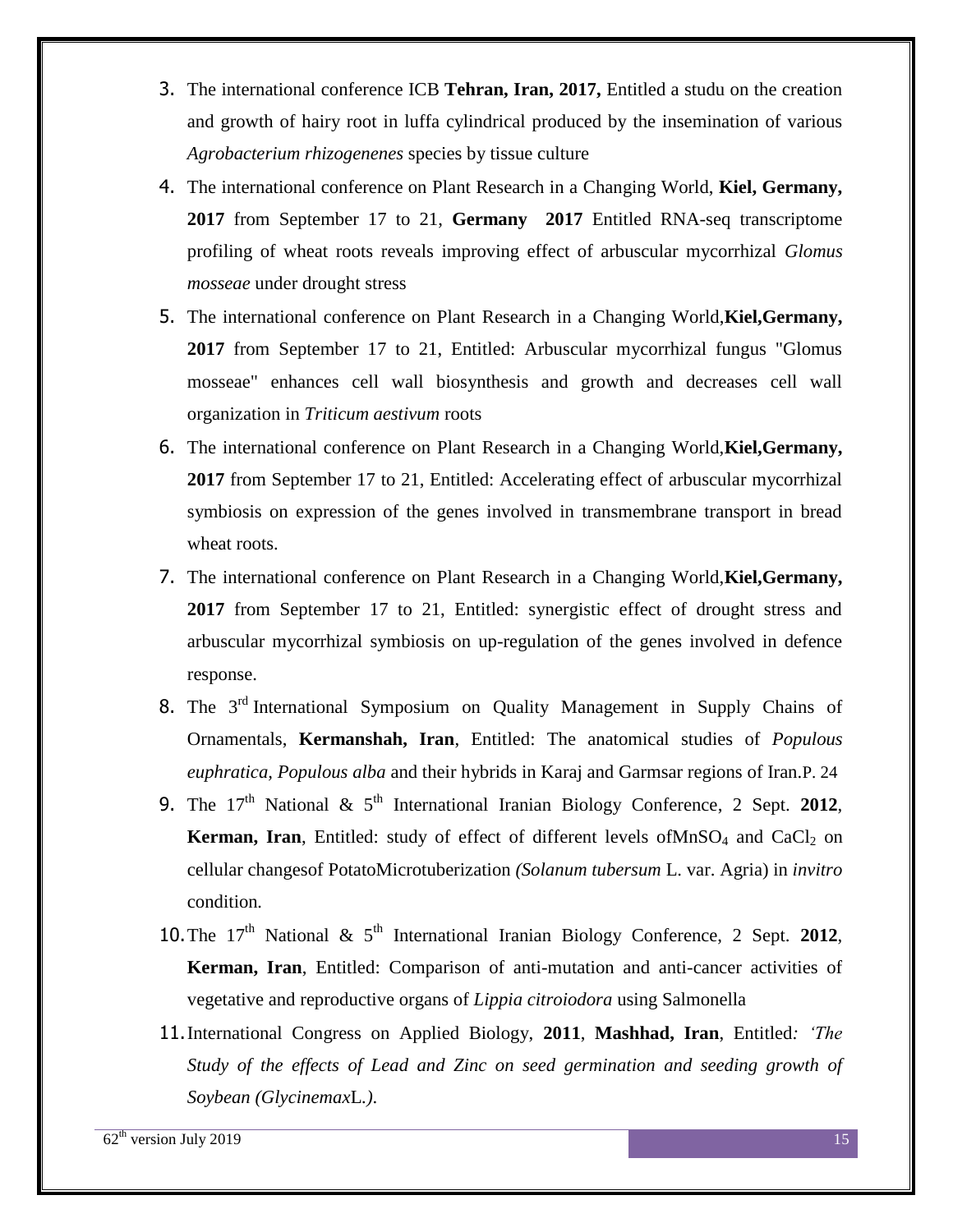3. The international conference ICB **Tehran, Iran, 2017,** Entitled a studu on the creation and growth of hairy root in luffa cylindrical produced by the insemination of various *Agrobacterium rhizogenenes* species by tissue culture
4. The international conference on Plant Research in a Changing World, **Kiel, Germany, 2017** from September 17 to 21, **Germany 2017** Entitled RNA-seq transcriptome profiling of wheat roots reveals improving effect of arbuscular mycorrhizal *Glomus mosseae* under drought stress
5. The international conference on Plant Research in a Changing World,**Kiel,Germany, 2017** from September 17 to 21, Entitled: Arbuscular mycorrhizal fungus "Glomus mosseae" enhances cell wall biosynthesis and growth and decreases cell wall organization in *Triticum aestivum* roots
6. The international conference on Plant Research in a Changing World,**Kiel,Germany, 2017** from September 17 to 21, Entitled: Accelerating effect of arbuscular mycorrhizal symbiosis on expression of the genes involved in transmembrane transport in bread wheat roots.
7. The international conference on Plant Research in a Changing World,**Kiel,Germany, 2017** from September 17 to 21, Entitled: synergistic effect of drought stress and arbuscular mycorrhizal symbiosis on up-regulation of the genes involved in defence response.
8. The 3rd International Symposium on Quality Management in Supply Chains of Ornamentals, **Kermanshah, Iran**, Entitled: The anatomical studies of *Populous euphratica*, *Populous alba* and their hybrids in Karaj and Garmsar regions of Iran.P. 24
9. The 17th National & 5th International Iranian Biology Conference, 2 Sept. **2012**, **Kerman, Iran**, Entitled: study of effect of different levels of$MnSO_4$ and $CaCl_2$ on cellular changesof PotatoMicrotuberization *(Solanum tubersum* L. var. Agria) in *invitro* condition.
10. The 17th National & 5th International Iranian Biology Conference, 2 Sept. **2012**, **Kerman, Iran**, Entitled: Comparison of anti-mutation and anti-cancer activities of vegetative and reproductive organs of *Lippia citroiodora* using Salmonella
11. International Congress on Applied Biology, **2011**, **Mashhad, Iran**, Entitled*: 'The Study of the effects of Lead and Zinc on seed germination and seeding growth of Soybean (Glycinemax*L.*).*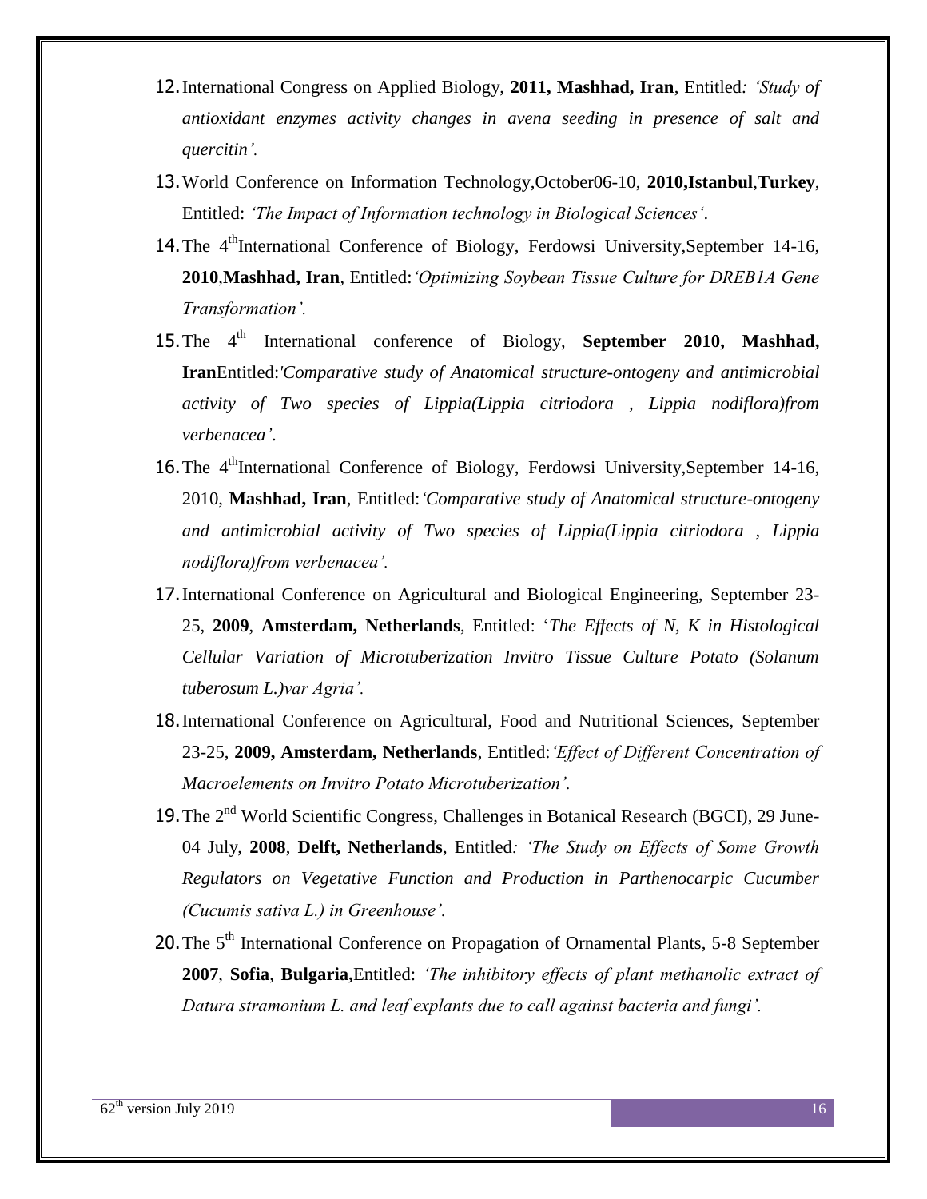12. International Congress on Applied Biology, **2011, Mashhad, Iran**, Entitled*: 'Study of antioxidant enzymes activity changes in avena seeding in presence of salt and quercitin'.*

13. World Conference on Information Technology,October06-10, **2010,Istanbul**,**Turkey**, Entitled: *'The Impact of Information technology in Biological Sciences'*.

14. The 4th International Conference of Biology, Ferdowsi University,September 14-16, **2010**,**Mashhad, Iran**, Entitled:*'Optimizing Soybean Tissue Culture for DREB1A Gene Transformation'.*

15. The 4th International conference of Biology, **September 2010, Mashhad, Iran**Entitled:*'Comparative study of Anatomical structure-ontogeny and antimicrobial activity of Two species of Lippia(Lippia citriodora , Lippia nodiflora)from verbenacea'*.

16. The 4th International Conference of Biology, Ferdowsi University,September 14-16, 2010, **Mashhad, Iran**, Entitled:*'Comparative study of Anatomical structure-ontogeny and antimicrobial activity of Two species of Lippia(Lippia citriodora , Lippia nodiflora)from verbenacea'.*

17. International Conference on Agricultural and Biological Engineering, September 23-25, **2009**, **Amsterdam, Netherlands**, Entitled: '*The Effects of N, K in Histological Cellular Variation of Microtuberization Invitro Tissue Culture Potato (Solanum tuberosum L.)var Agria'.*

18. International Conference on Agricultural, Food and Nutritional Sciences, September 23-25, **2009, Amsterdam, Netherlands**, Entitled:*'Effect of Different Concentration of Macroelements on Invitro Potato Microtuberization'.*

19. The 2nd World Scientific Congress, Challenges in Botanical Research (BGCI), 29 June-04 July, **2008**, **Delft, Netherlands**, Entitled*: 'The Study on Effects of Some Growth Regulators on Vegetative Function and Production in Parthenocarpic Cucumber (Cucumis sativa L.) in Greenhouse'.*

20. The 5th International Conference on Propagation of Ornamental Plants, 5-8 September **2007**, **Sofia**, **Bulgaria,**Entitled: *'The inhibitory effects of plant methanolic extract of Datura stramonium L. and leaf explants due to call against bacteria and fungi'.*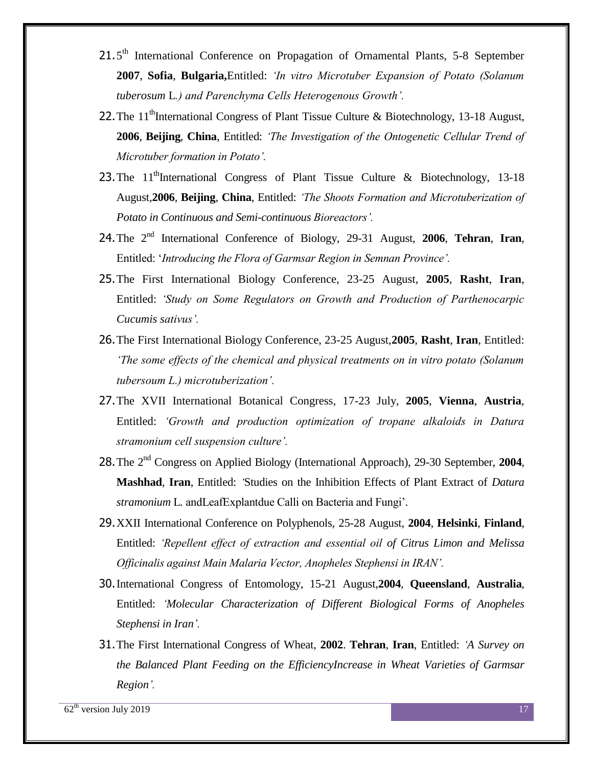21. 5th International Conference on Propagation of Ornamental Plants, 5-8 September **2007**, **Sofia**, **Bulgaria,**Entitled: *'In vitro Microtuber Expansion of Potato (Solanum tuberosum* L*.) and Parenchyma Cells Heterogenous Growth'.*
22. The 11thInternational Congress of Plant Tissue Culture & Biotechnology, 13-18 August, **2006**, **Beijing**, **China**, Entitled: *'The Investigation of the Ontogenetic Cellular Trend of Microtuber formation in Potato'.*
23. The 11thInternational Congress of Plant Tissue Culture & Biotechnology, 13-18 August,**2006**, **Beijing**, **China**, Entitled: *'The Shoots Formation and Microtuberization of Potato in Continuous and Semi-continuous Bioreactors'.*
24. The 2nd International Conference of Biology, 29-31 August, **2006**, **Tehran**, **Iran**, Entitled: '*Introducing the Flora of Garmsar Region in Semnan Province'.*
25. The First International Biology Conference, 23-25 August, **2005**, **Rasht**, **Iran**, Entitled: *'Study on Some Regulators on Growth and Production of Parthenocarpic Cucumis sativus'.*
26. The First International Biology Conference, 23-25 August,**2005**, **Rasht**, **Iran**, Entitled: *'The some effects of the chemical and physical treatments on in vitro potato (Solanum tubersoum L.) microtuberization'.*
27. The XVII International Botanical Congress, 17-23 July, **2005**, **Vienna**, **Austria**, Entitled: *'Growth and production optimization of tropane alkaloids in Datura stramonium cell suspension culture'.*
28. The 2nd Congress on Applied Biology (International Approach), 29-30 September, **2004**, **Mashhad**, **Iran**, Entitled: 'Studies on the Inhibition Effects of Plant Extract of *Datura stramonium* L. andLeafExplantdue Calli on Bacteria and Fungi'.
29. XXII International Conference on Polyphenols, 25-28 August, **2004**, **Helsinki**, **Finland**, Entitled: *'Repellent effect of extraction and essential oil of Citrus Limon and Melissa Officinalis against Main Malaria Vector, Anopheles Stephensi in IRAN'.*
30. International Congress of Entomology, 15-21 August,**2004**, **Queensland**, **Australia**, Entitled: *'Molecular Characterization of Different Biological Forms of Anopheles Stephensi in Iran'.*
31. The First International Congress of Wheat, **2002**. **Tehran**, **Iran**, Entitled: *'A Survey on the Balanced Plant Feeding on the EfficiencyIncrease in Wheat Varieties of Garmsar Region'.*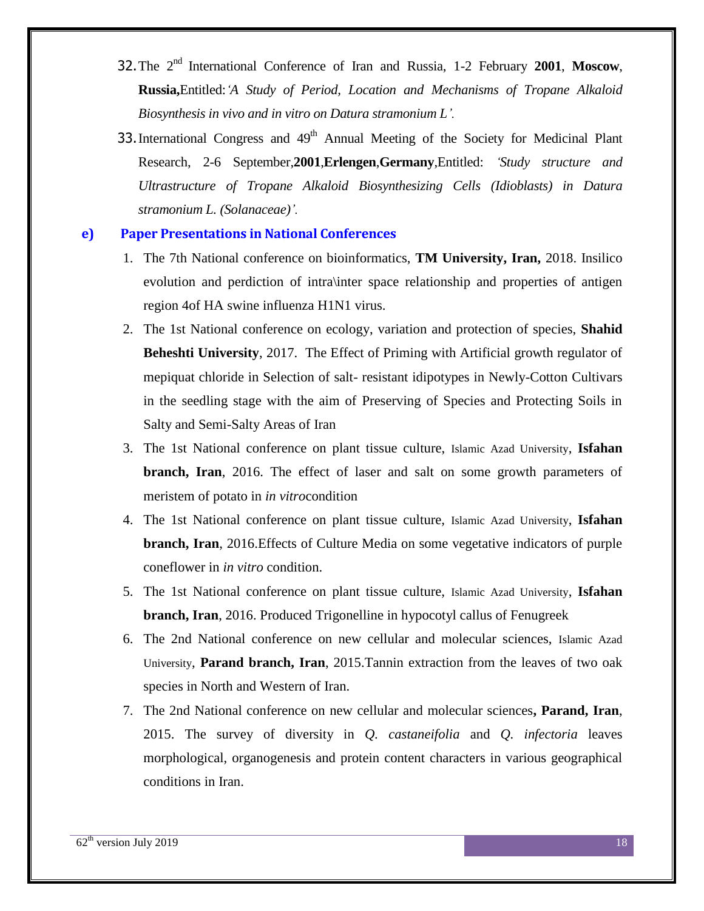32. The 2nd International Conference of Iran and Russia, 1-2 February **2001**, **Moscow**, **Russia,**Entitled:*'A Study of Period, Location and Mechanisms of Tropane Alkaloid Biosynthesis in vivo and in vitro on Datura stramonium L'.*
33. International Congress and 49th Annual Meeting of the Society for Medicinal Plant Research, 2-6 September,**2001**,**Erlengen**,**Germany**,Entitled: *'Study structure and Ultrastructure of Tropane Alkaloid Biosynthesizing Cells (Idioblasts) in Datura stramonium L. (Solanaceae)'.*

## e) Paper Presentations in National Conferences

1. The 7th National conference on bioinformatics, **TM University, Iran,** 2018. Insilico evolution and perdiction of intra\inter space relationship and properties of antigen region 4of HA swine influenza H1N1 virus.
2. The 1st National conference on ecology, variation and protection of species, **Shahid Beheshti University**, 2017. The Effect of Priming with Artificial growth regulator of mepiquat chloride in Selection of salt- resistant idipotypes in Newly-Cotton Cultivars in the seedling stage with the aim of Preserving of Species and Protecting Soils in Salty and Semi-Salty Areas of Iran
3. The 1st National conference on plant tissue culture, Islamic Azad University, **Isfahan branch, Iran**, 2016. The effect of laser and salt on some growth parameters of meristem of potato in *in vitro*condition
4. The 1st National conference on plant tissue culture, Islamic Azad University, **Isfahan branch, Iran**, 2016.Effects of Culture Media on some vegetative indicators of purple coneflower in *in vitro* condition.
5. The 1st National conference on plant tissue culture, Islamic Azad University, **Isfahan branch, Iran**, 2016. Produced Trigonelline in hypocotyl callus of Fenugreek
6. The 2nd National conference on new cellular and molecular sciences, Islamic Azad University, **Parand branch, Iran**, 2015.Tannin extraction from the leaves of two oak species in North and Western of Iran.
7. The 2nd National conference on new cellular and molecular sciences**, Parand, Iran**, 2015. The survey of diversity in *Q. castaneifolia* and *Q. infectoria* leaves morphological, organogenesis and protein content characters in various geographical conditions in Iran.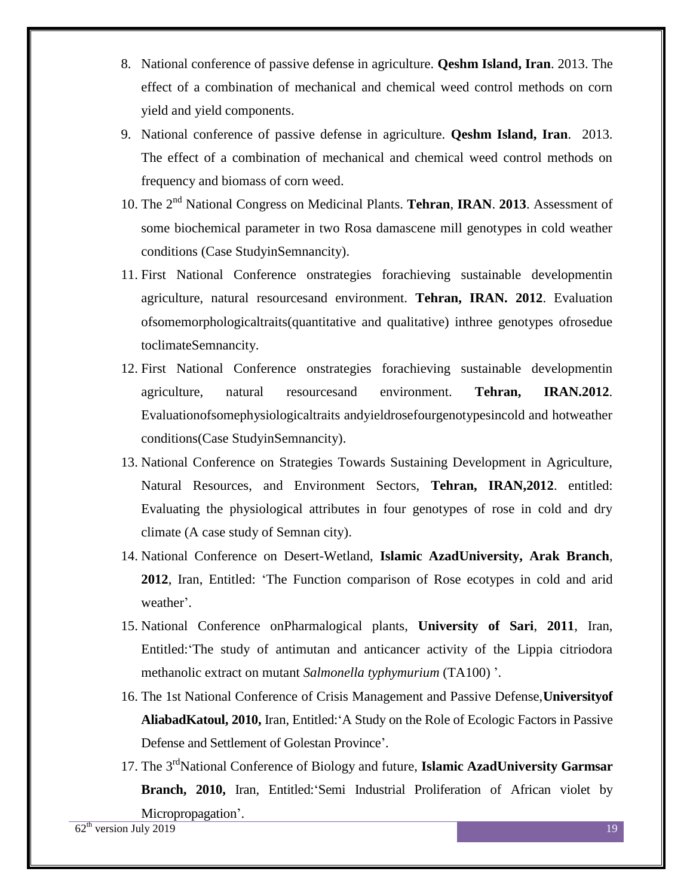8. National conference of passive defense in agriculture. **Qeshm Island, Iran**. 2013. The effect of a combination of mechanical and chemical weed control methods on corn yield and yield components.
9. National conference of passive defense in agriculture. **Qeshm Island, Iran**. 2013. The effect of a combination of mechanical and chemical weed control methods on frequency and biomass of corn weed.
10. The 2[nd] National Congress on Medicinal Plants. **Tehran**, **IRAN**. **2013**. Assessment of some biochemical parameter in two Rosa damascene mill genotypes in cold weather conditions (Case StudyinSemnancity).
11. First National Conference onstrategies forachieving sustainable developmentin agriculture, natural resourcesand environment. **Tehran, IRAN. 2012**. Evaluation ofsomemorphologicaltraits(quantitative and qualitative) inthree genotypes ofrosedue toclimateSemnancity.
12. First National Conference onstrategies forachieving sustainable developmentin agriculture, natural resourcesand environment. **Tehran, IRAN.2012**. Evaluationofsomephysiologicaltraits andyieldrosefourgenotypesincold and hotweather conditions(Case StudyinSemnancity).
13. National Conference on Strategies Towards Sustaining Development in Agriculture, Natural Resources, and Environment Sectors, **Tehran, IRAN,2012**. entitled: Evaluating the physiological attributes in four genotypes of rose in cold and dry climate (A case study of Semnan city).
14. National Conference on Desert-Wetland, **Islamic AzadUniversity, Arak Branch**, **2012**, Iran, Entitled: 'The Function comparison of Rose ecotypes in cold and arid weather'.
15. National Conference onPharmalogical plants, **University of Sari**, **2011**, Iran, Entitled:'The study of antimutan and anticancer activity of the Lippia citriodora methanolic extract on mutant *Salmonella typhymurium* (TA100) '.
16. The 1st National Conference of Crisis Management and Passive Defense,**Universityof AliabadKatoul, 2010,** Iran, Entitled:'A Study on the Role of Ecologic Factors in Passive Defense and Settlement of Golestan Province'.
17. The 3[rd]National Conference of Biology and future, **Islamic AzadUniversity Garmsar Branch, 2010,** Iran, Entitled:'Semi Industrial Proliferation of African violet by Micropropagation'.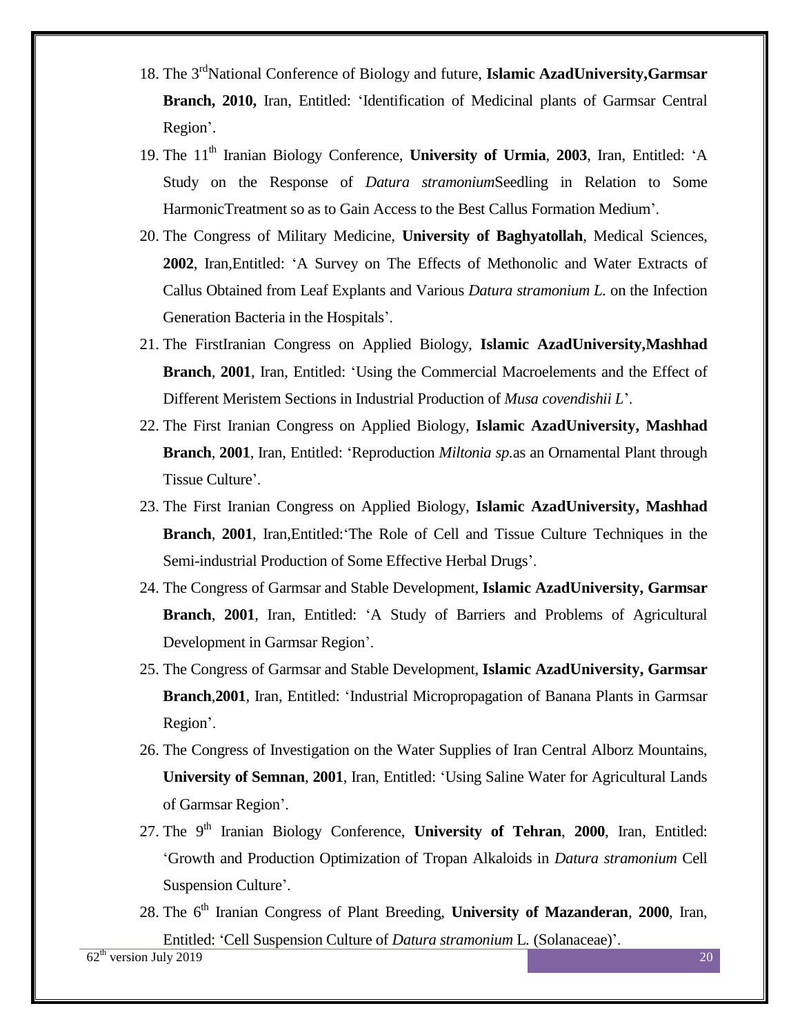18. The 3rd National Conference of Biology and future, **Islamic AzadUniversity,Garmsar Branch, 2010,** Iran, Entitled: 'Identification of Medicinal plants of Garmsar Central Region'.
19. The 11th Iranian Biology Conference, **University of Urmia**, **2003**, Iran, Entitled: 'A Study on the Response of *Datura stramonium*Seedling in Relation to Some HarmonicTreatment so as to Gain Access to the Best Callus Formation Medium'.
20. The Congress of Military Medicine, **University of Baghyatollah**, Medical Sciences, **2002**, Iran,Entitled: 'A Survey on The Effects of Methonolic and Water Extracts of Callus Obtained from Leaf Explants and Various *Datura stramonium L.* on the Infection Generation Bacteria in the Hospitals'.
21. The FirstIranian Congress on Applied Biology, **Islamic AzadUniversity,Mashhad Branch**, **2001**, Iran, Entitled: 'Using the Commercial Macroelements and the Effect of Different Meristem Sections in Industrial Production of *Musa covendishii L*'.
22. The First Iranian Congress on Applied Biology, **Islamic AzadUniversity, Mashhad Branch**, **2001**, Iran, Entitled: 'Reproduction *Miltonia sp.*as an Ornamental Plant through Tissue Culture'.
23. The First Iranian Congress on Applied Biology, **Islamic AzadUniversity, Mashhad Branch**, **2001**, Iran,Entitled:'The Role of Cell and Tissue Culture Techniques in the Semi-industrial Production of Some Effective Herbal Drugs'.
24. The Congress of Garmsar and Stable Development, **Islamic AzadUniversity, Garmsar Branch**, **2001**, Iran, Entitled: 'A Study of Barriers and Problems of Agricultural Development in Garmsar Region'.
25. The Congress of Garmsar and Stable Development, **Islamic AzadUniversity, Garmsar Branch**,**2001**, Iran, Entitled: 'Industrial Micropropagation of Banana Plants in Garmsar Region'.
26. The Congress of Investigation on the Water Supplies of Iran Central Alborz Mountains, **University of Semnan**, **2001**, Iran, Entitled: 'Using Saline Water for Agricultural Lands of Garmsar Region'.
27. The 9th Iranian Biology Conference, **University of Tehran**, **2000**, Iran, Entitled: 'Growth and Production Optimization of Tropan Alkaloids in *Datura stramonium* Cell Suspension Culture'.
28. The 6th Iranian Congress of Plant Breeding, **University of Mazanderan**, **2000**, Iran, Entitled: 'Cell Suspension Culture of *Datura stramonium* L. (Solanaceae)'.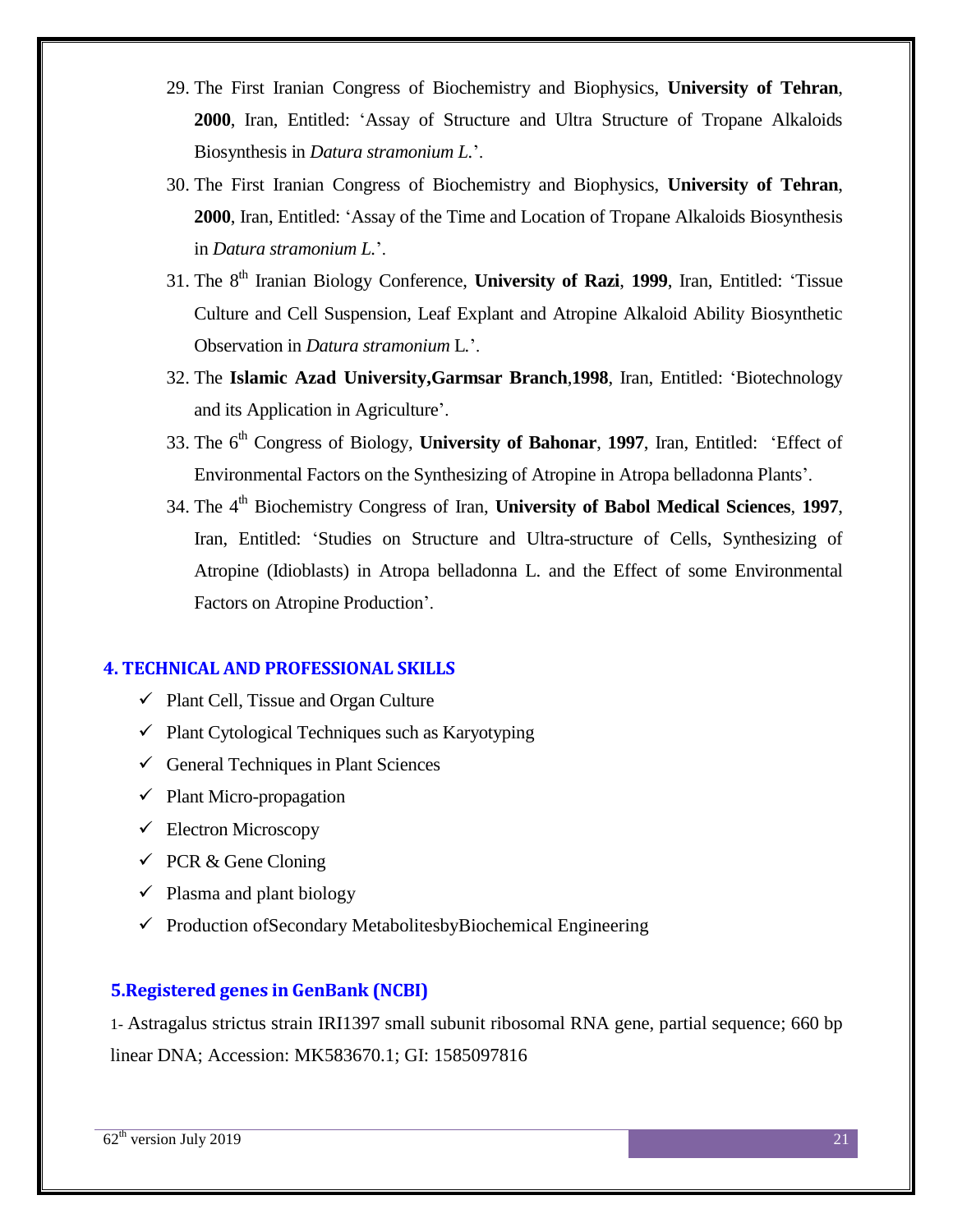29. The First Iranian Congress of Biochemistry and Biophysics, **University of Tehran**, **2000**, Iran, Entitled: 'Assay of Structure and Ultra Structure of Tropane Alkaloids Biosynthesis in *Datura stramonium L.*'.
30. The First Iranian Congress of Biochemistry and Biophysics, **University of Tehran**, **2000**, Iran, Entitled: 'Assay of the Time and Location of Tropane Alkaloids Biosynthesis in *Datura stramonium L.*'.
31. The 8th Iranian Biology Conference, **University of Razi**, **1999**, Iran, Entitled: 'Tissue Culture and Cell Suspension, Leaf Explant and Atropine Alkaloid Ability Biosynthetic Observation in *Datura stramonium* L.'.
32. The **Islamic Azad University,Garmsar Branch**,**1998**, Iran, Entitled: 'Biotechnology and its Application in Agriculture'.
33. The 6th Congress of Biology, **University of Bahonar**, **1997**, Iran, Entitled: 'Effect of Environmental Factors on the Synthesizing of Atropine in Atropa belladonna Plants'.
34. The 4th Biochemistry Congress of Iran, **University of Babol Medical Sciences**, **1997**, Iran, Entitled: 'Studies on Structure and Ultra-structure of Cells, Synthesizing of Atropine (Idioblasts) in Atropa belladonna L. and the Effect of some Environmental Factors on Atropine Production'.

## 4. TECHNICAL AND PROFESSIONAL SKILLS

- ✓ Plant Cell, Tissue and Organ Culture
- ✓ Plant Cytological Techniques such as Karyotyping
- ✓ General Techniques in Plant Sciences
- ✓ Plant Micro-propagation
- ✓ Electron Microscopy
- ✓ PCR & Gene Cloning
- ✓ Plasma and plant biology
- ✓ Production ofSecondary MetabolitesbyBiochemical Engineering

## 5.Registered genes in GenBank (NCBI)

1- Astragalus strictus strain IRI1397 small subunit ribosomal RNA gene, partial sequence; 660 bp linear DNA; Accession: MK583670.1; GI: 1585097816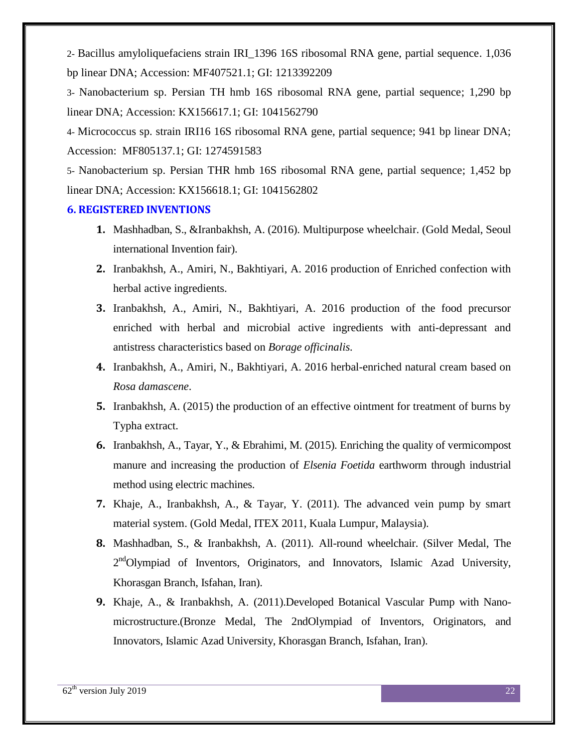2- Bacillus amyloliquefaciens strain IRI_1396 16S ribosomal RNA gene, partial sequence. 1,036 bp linear DNA; Accession: MF407521.1; GI: 1213392209

3- Nanobacterium sp. Persian TH hmb 16S ribosomal RNA gene, partial sequence; 1,290 bp linear DNA; Accession: KX156617.1; GI: 1041562790

4- Micrococcus sp. strain IRI16 16S ribosomal RNA gene, partial sequence; 941 bp linear DNA; Accession: MF805137.1; GI: 1274591583

5- Nanobacterium sp. Persian THR hmb 16S ribosomal RNA gene, partial sequence; 1,452 bp linear DNA; Accession: KX156618.1; GI: 1041562802

## 6. REGISTERED INVENTIONS

1. Mashhadban, S., &Iranbakhsh, A. (2016). Multipurpose wheelchair. (Gold Medal, Seoul international Invention fair).
2. Iranbakhsh, A., Amiri, N., Bakhtiyari, A. 2016 production of Enriched confection with herbal active ingredients.
3. Iranbakhsh, A., Amiri, N., Bakhtiyari, A. 2016 production of the food precursor enriched with herbal and microbial active ingredients with anti-depressant and antistress characteristics based on *Borage officinalis.*
4. Iranbakhsh, A., Amiri, N., Bakhtiyari, A. 2016 herbal-enriched natural cream based on *Rosa damascene*.
5. Iranbakhsh, A. (2015) the production of an effective ointment for treatment of burns by Typha extract.
6. Iranbakhsh, A., Tayar, Y., & Ebrahimi, M. (2015). Enriching the quality of vermicompost manure and increasing the production of *Elsenia Foetida* earthworm through industrial method using electric machines.
7. Khaje, A., Iranbakhsh, A., & Tayar, Y. (2011). The advanced vein pump by smart material system. (Gold Medal, ITEX 2011, Kuala Lumpur, Malaysia).
8. Mashhadban, S., & Iranbakhsh, A. (2011). All-round wheelchair. (Silver Medal, The 2ndOlympiad of Inventors, Originators, and Innovators, Islamic Azad University, Khorasgan Branch, Isfahan, Iran).
9. Khaje, A., & Iranbakhsh, A. (2011).Developed Botanical Vascular Pump with Nano-microstructure.(Bronze Medal, The 2ndOlympiad of Inventors, Originators, and Innovators, Islamic Azad University, Khorasgan Branch, Isfahan, Iran).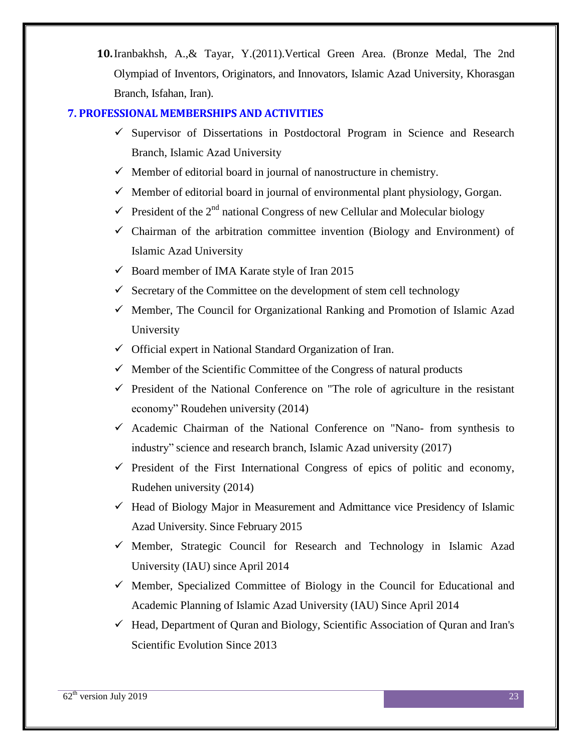10. Iranbakhsh, A.,& Tayar, Y.(2011).Vertical Green Area. (Bronze Medal, The 2nd Olympiad of Inventors, Originators, and Innovators, Islamic Azad University, Khorasgan Branch, Isfahan, Iran).

## 7. PROFESSIONAL MEMBERSHIPS AND ACTIVITIES

- ✓ Supervisor of Dissertations in Postdoctoral Program in Science and Research Branch, Islamic Azad University
- ✓ Member of editorial board in journal of nanostructure in chemistry.
- ✓ Member of editorial board in journal of environmental plant physiology, Gorgan.
- ✓ President of the 2nd national Congress of new Cellular and Molecular biology
- ✓ Chairman of the arbitration committee invention (Biology and Environment) of Islamic Azad University
- ✓ Board member of IMA Karate style of Iran 2015
- ✓ Secretary of the Committee on the development of stem cell technology
- ✓ Member, The Council for Organizational Ranking and Promotion of Islamic Azad University
- ✓ Official expert in National Standard Organization of Iran.
- ✓ Member of the Scientific Committee of the Congress of natural products
- ✓ President of the National Conference on "The role of agriculture in the resistant economy" Roudehen university (2014)
- ✓ Academic Chairman of the National Conference on "Nano- from synthesis to industry" science and research branch, Islamic Azad university (2017)
- ✓ President of the First International Congress of epics of politic and economy, Rudehen university (2014)
- ✓ Head of Biology Major in Measurement and Admittance vice Presidency of Islamic Azad University. Since February 2015
- ✓ Member, Strategic Council for Research and Technology in Islamic Azad University (IAU) since April 2014
- ✓ Member, Specialized Committee of Biology in the Council for Educational and Academic Planning of Islamic Azad University (IAU) Since April 2014
- ✓ Head, Department of Quran and Biology, Scientific Association of Quran and Iran's Scientific Evolution Since 2013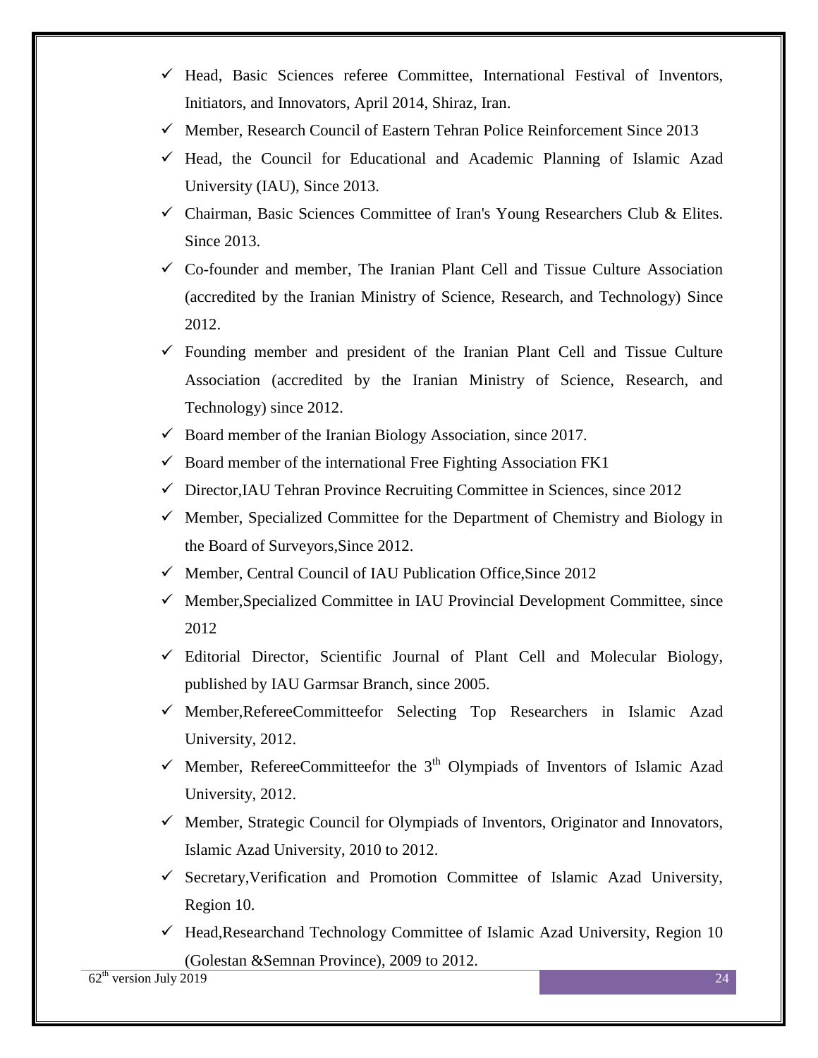- Head, Basic Sciences referee Committee, International Festival of Inventors, Initiators, and Innovators, April 2014, Shiraz, Iran.
- Member, Research Council of Eastern Tehran Police Reinforcement Since 2013
- Head, the Council for Educational and Academic Planning of Islamic Azad University (IAU), Since 2013.
- Chairman, Basic Sciences Committee of Iran's Young Researchers Club & Elites. Since 2013.
- Co-founder and member, The Iranian Plant Cell and Tissue Culture Association (accredited by the Iranian Ministry of Science, Research, and Technology) Since 2012.
- Founding member and president of the Iranian Plant Cell and Tissue Culture Association (accredited by the Iranian Ministry of Science, Research, and Technology) since 2012.
- Board member of the Iranian Biology Association, since 2017.
- Board member of the international Free Fighting Association FK1
- Director,IAU Tehran Province Recruiting Committee in Sciences, since 2012
- Member, Specialized Committee for the Department of Chemistry and Biology in the Board of Surveyors,Since 2012.
- Member, Central Council of IAU Publication Office,Since 2012
- Member,Specialized Committee in IAU Provincial Development Committee, since 2012
- Editorial Director, Scientific Journal of Plant Cell and Molecular Biology, published by IAU Garmsar Branch, since 2005.
- Member,RefereeCommitteefor Selecting Top Researchers in Islamic Azad University, 2012.
- Member, RefereeCommitteefor the 3rd Olympiads of Inventors of Islamic Azad University, 2012.
- Member, Strategic Council for Olympiads of Inventors, Originator and Innovators, Islamic Azad University, 2010 to 2012.
- Secretary,Verification and Promotion Committee of Islamic Azad University, Region 10.
- Head,Researchand Technology Committee of Islamic Azad University, Region 10 (Golestan &Semnan Province), 2009 to 2012.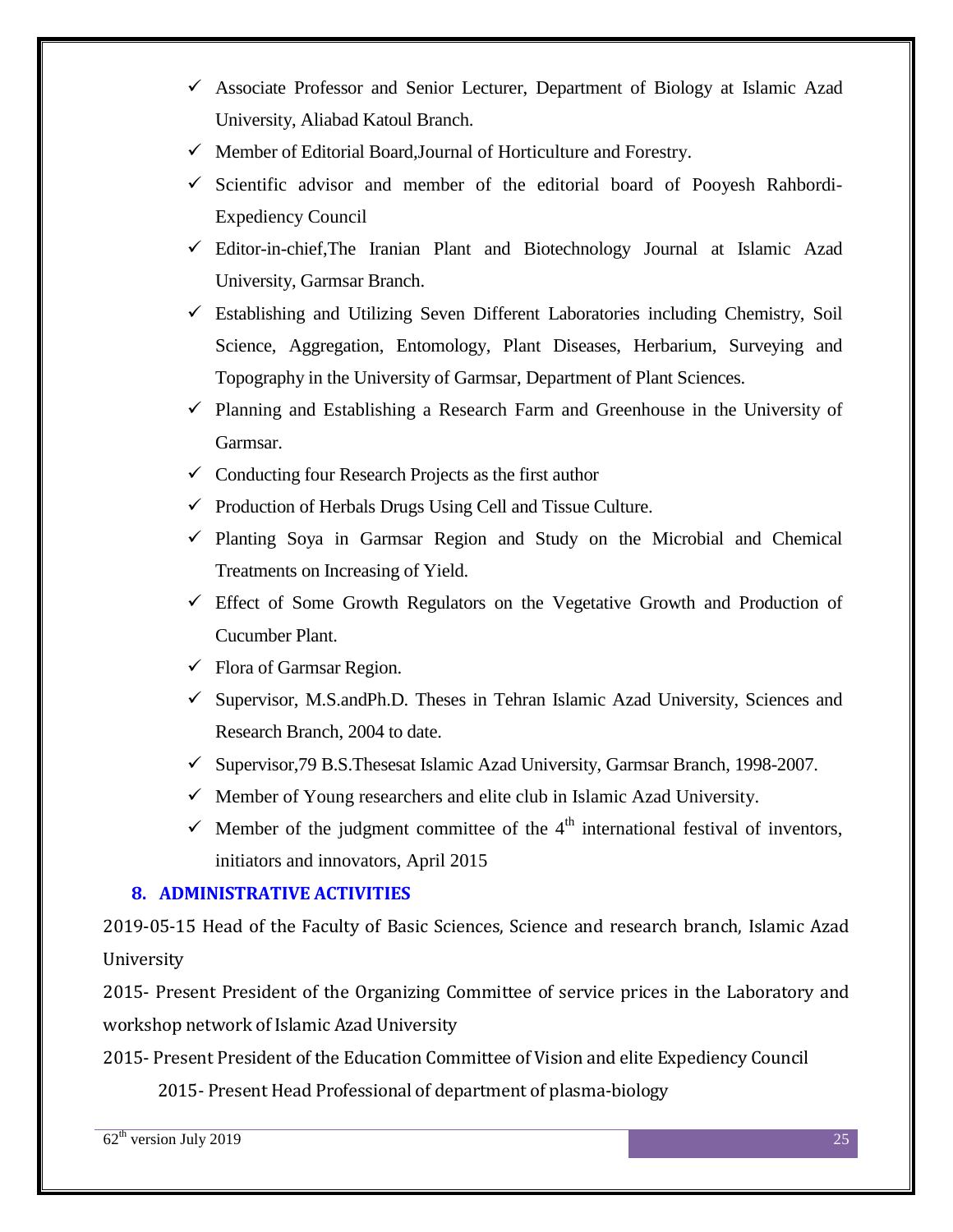- ✓ Associate Professor and Senior Lecturer, Department of Biology at Islamic Azad University, Aliabad Katoul Branch.
- ✓ Member of Editorial Board,Journal of Horticulture and Forestry.
- ✓ Scientific advisor and member of the editorial board of Pooyesh Rahbordi-Expediency Council
- ✓ Editor-in-chief,The Iranian Plant and Biotechnology Journal at Islamic Azad University, Garmsar Branch.
- ✓ Establishing and Utilizing Seven Different Laboratories including Chemistry, Soil Science, Aggregation, Entomology, Plant Diseases, Herbarium, Surveying and Topography in the University of Garmsar, Department of Plant Sciences.
- ✓ Planning and Establishing a Research Farm and Greenhouse in the University of Garmsar.
- ✓ Conducting four Research Projects as the first author
- ✓ Production of Herbals Drugs Using Cell and Tissue Culture.
- ✓ Planting Soya in Garmsar Region and Study on the Microbial and Chemical Treatments on Increasing of Yield.
- ✓ Effect of Some Growth Regulators on the Vegetative Growth and Production of Cucumber Plant.
- ✓ Flora of Garmsar Region.
- ✓ Supervisor, M.S.andPh.D. Theses in Tehran Islamic Azad University, Sciences and Research Branch, 2004 to date.
- ✓ Supervisor,79 B.S.Thesesat Islamic Azad University, Garmsar Branch, 1998-2007.
- ✓ Member of Young researchers and elite club in Islamic Azad University.
- ✓ Member of the judgment committee of the 4th international festival of inventors, initiators and innovators, April 2015

## 8. ADMINISTRATIVE ACTIVITIES

2019-05-15 Head of the Faculty of Basic Sciences, Science and research branch, Islamic Azad University

2015- Present President of the Organizing Committee of service prices in the Laboratory and workshop network of Islamic Azad University

2015- Present President of the Education Committee of Vision and elite Expediency Council

2015- Present Head Professional of department of plasma-biology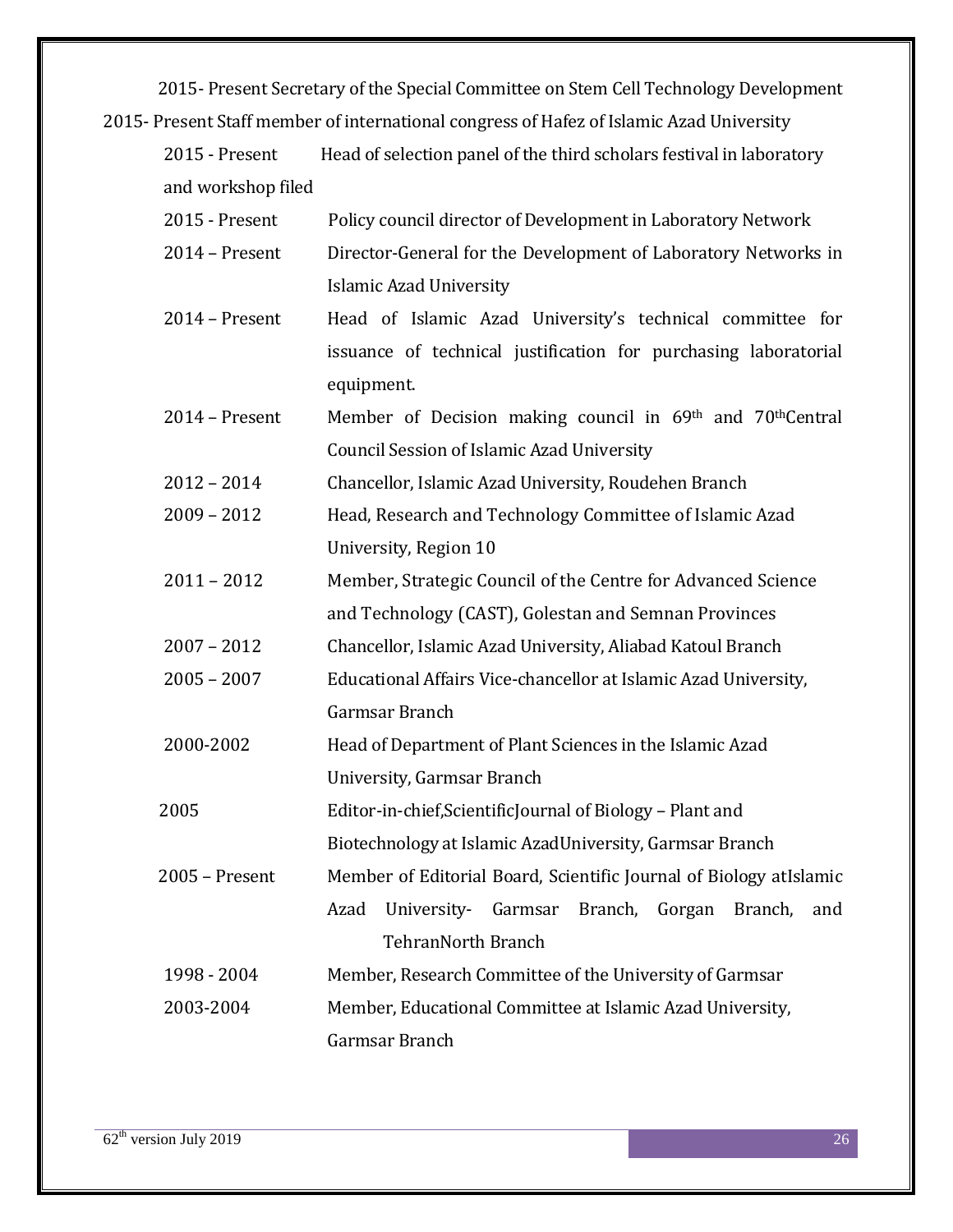2015- Present Secretary of the Special Committee on Stem Cell Technology Development

2015- Present Staff member of international congress of Hafez of Islamic Azad University

| | |
|---|---|
| 2015 - Present | Head of selection panel of the third scholars festival in laboratory and workshop filed |
| 2015 - Present | Policy council director of Development in Laboratory Network |
| 2014 – Present | Director-General for the Development of Laboratory Networks in Islamic Azad University |
| 2014 – Present | Head of Islamic Azad University's technical committee for issuance of technical justification for purchasing laboratorial equipment. |
| 2014 – Present | Member of Decision making council in 69th and 70thCentral Council Session of Islamic Azad University |
| 2012 – 2014 | Chancellor, Islamic Azad University, Roudehen Branch |
| 2009 – 2012 | Head, Research and Technology Committee of Islamic Azad University, Region 10 |
| 2011 – 2012 | Member, Strategic Council of the Centre for Advanced Science and Technology (CAST), Golestan and Semnan Provinces |
| 2007 – 2012 | Chancellor, Islamic Azad University, Aliabad Katoul Branch |
| 2005 – 2007 | Educational Affairs Vice-chancellor at Islamic Azad University, Garmsar Branch |
| 2000-2002 | Head of Department of Plant Sciences in the Islamic Azad University, Garmsar Branch |
| 2005 | Editor-in-chief,ScientificJournal of Biology – Plant and Biotechnology at Islamic AzadUniversity, Garmsar Branch |
| 2005 – Present | Member of Editorial Board, Scientific Journal of Biology atIslamic Azad University- Garmsar Branch, Gorgan Branch, and TehranNorth Branch |
| 1998 - 2004 | Member, Research Committee of the University of Garmsar |
| 2003-2004 | Member, Educational Committee at Islamic Azad University, Garmsar Branch |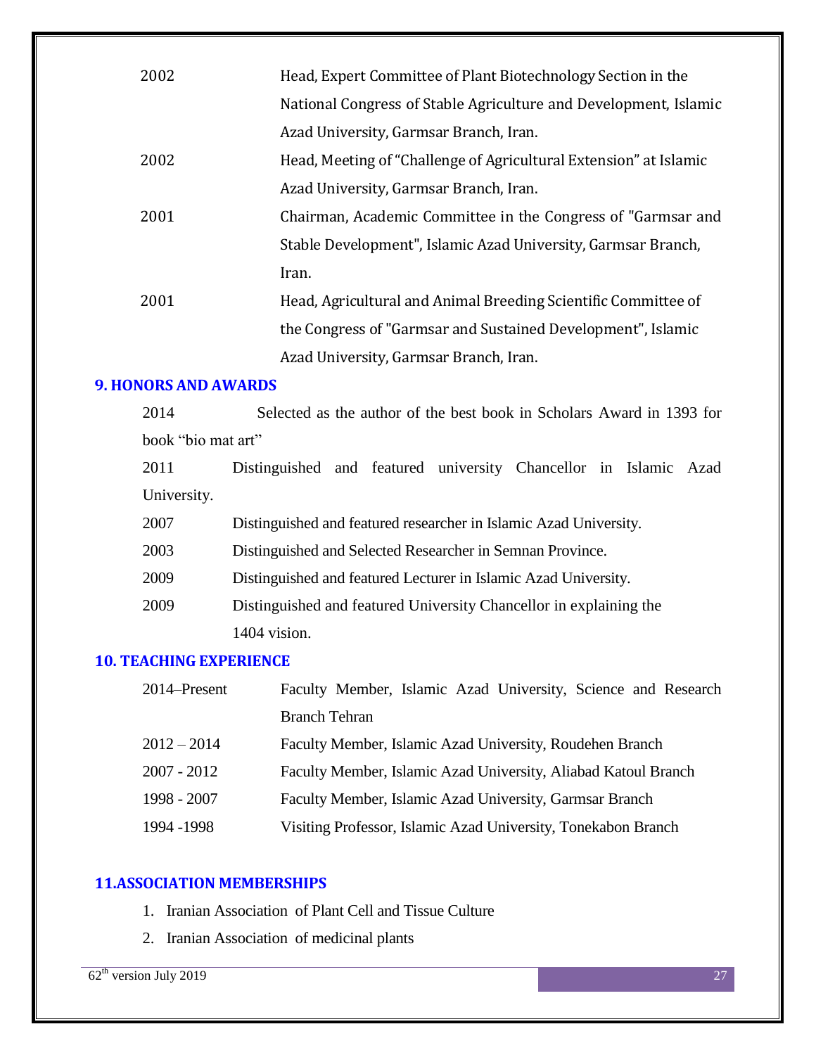2002 Head, Expert Committee of Plant Biotechnology Section in the National Congress of Stable Agriculture and Development, Islamic Azad University, Garmsar Branch, Iran.

2002 Head, Meeting of "Challenge of Agricultural Extension" at Islamic Azad University, Garmsar Branch, Iran.

2001 Chairman, Academic Committee in the Congress of "Garmsar and Stable Development", Islamic Azad University, Garmsar Branch, Iran.

2001 Head, Agricultural and Animal Breeding Scientific Committee of the Congress of "Garmsar and Sustained Development", Islamic Azad University, Garmsar Branch, Iran.

## 9. HONORS AND AWARDS

2014 Selected as the author of the best book in Scholars Award in 1393 for book "bio mat art"

2011 Distinguished and featured university Chancellor in Islamic Azad University.

2007 Distinguished and featured researcher in Islamic Azad University.

2003 Distinguished and Selected Researcher in Semnan Province.

2009 Distinguished and featured Lecturer in Islamic Azad University.

2009 Distinguished and featured University Chancellor in explaining the 1404 vision.

## 10. TEACHING EXPERIENCE

| | |
|---|---|
| 2014–Present | Faculty Member, Islamic Azad University, Science and Research Branch Tehran |
| 2012 – 2014 | Faculty Member, Islamic Azad University, Roudehen Branch |
| 2007 - 2012 | Faculty Member, Islamic Azad University, Aliabad Katoul Branch |
| 1998 - 2007 | Faculty Member, Islamic Azad University, Garmsar Branch |
| 1994 -1998 | Visiting Professor, Islamic Azad University, Tonekabon Branch |

## 11.ASSOCIATION MEMBERSHIPS

1. Iranian Association of Plant Cell and Tissue Culture
2. Iranian Association of medicinal plants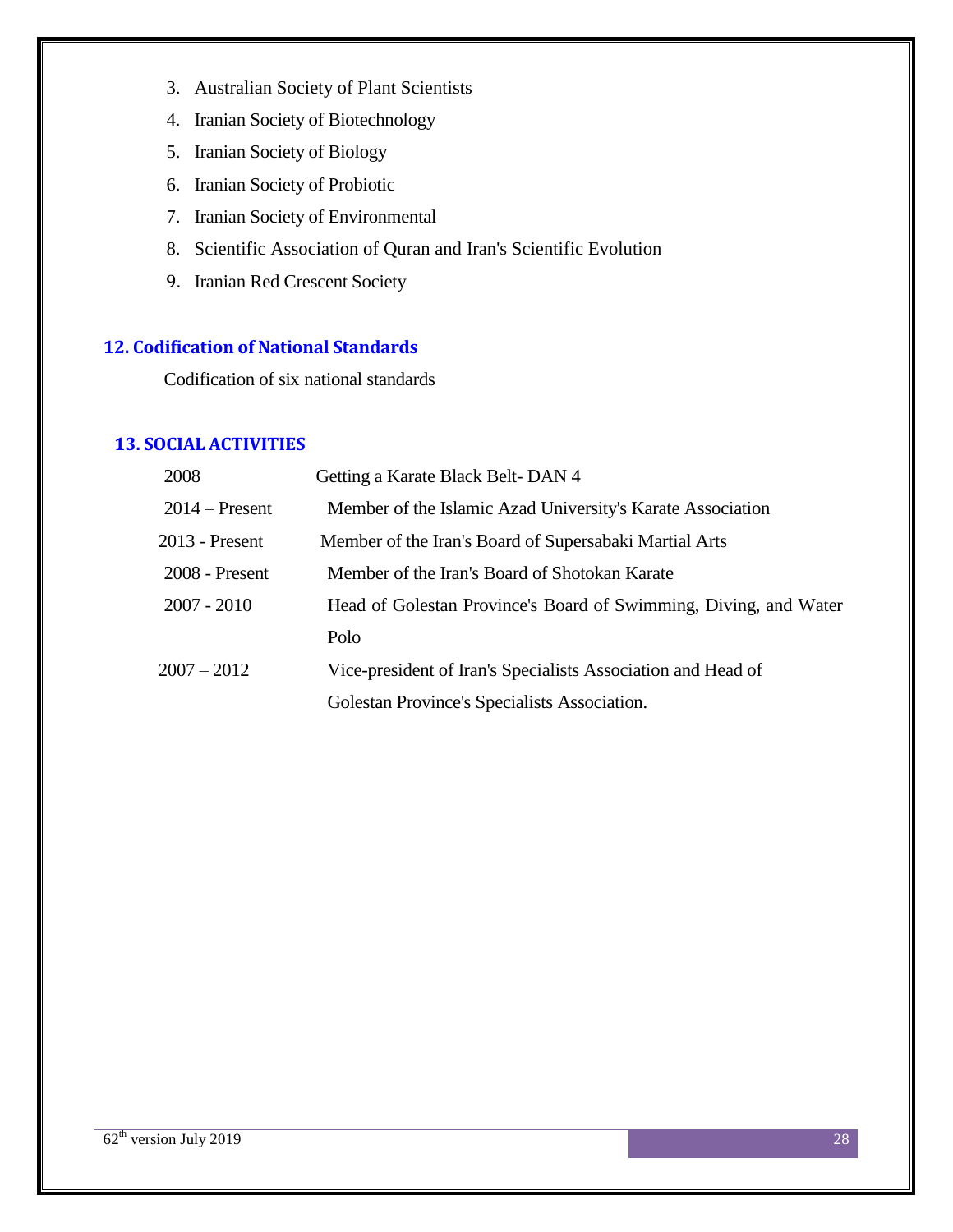3. Australian Society of Plant Scientists
4. Iranian Society of Biotechnology
5. Iranian Society of Biology
6. Iranian Society of Probiotic
7. Iranian Society of Environmental
8. Scientific Association of Quran and Iran's Scientific Evolution
9. Iranian Red Crescent Society

## 12. Codification of National Standards

Codification of six national standards

## 13. SOCIAL ACTIVITIES

| | |
|---|---|
| 2008 | Getting a Karate Black Belt- DAN 4 |
| 2014 – Present | Member of the Islamic Azad University's Karate Association |
| 2013 - Present | Member of the Iran's Board of Supersabaki Martial Arts |
| 2008 - Present | Member of the Iran's Board of Shotokan Karate |
| 2007 - 2010 | Head of Golestan Province's Board of Swimming, Diving, and Water Polo |
| 2007 – 2012 | Vice-president of Iran's Specialists Association and Head of Golestan Province's Specialists Association. |